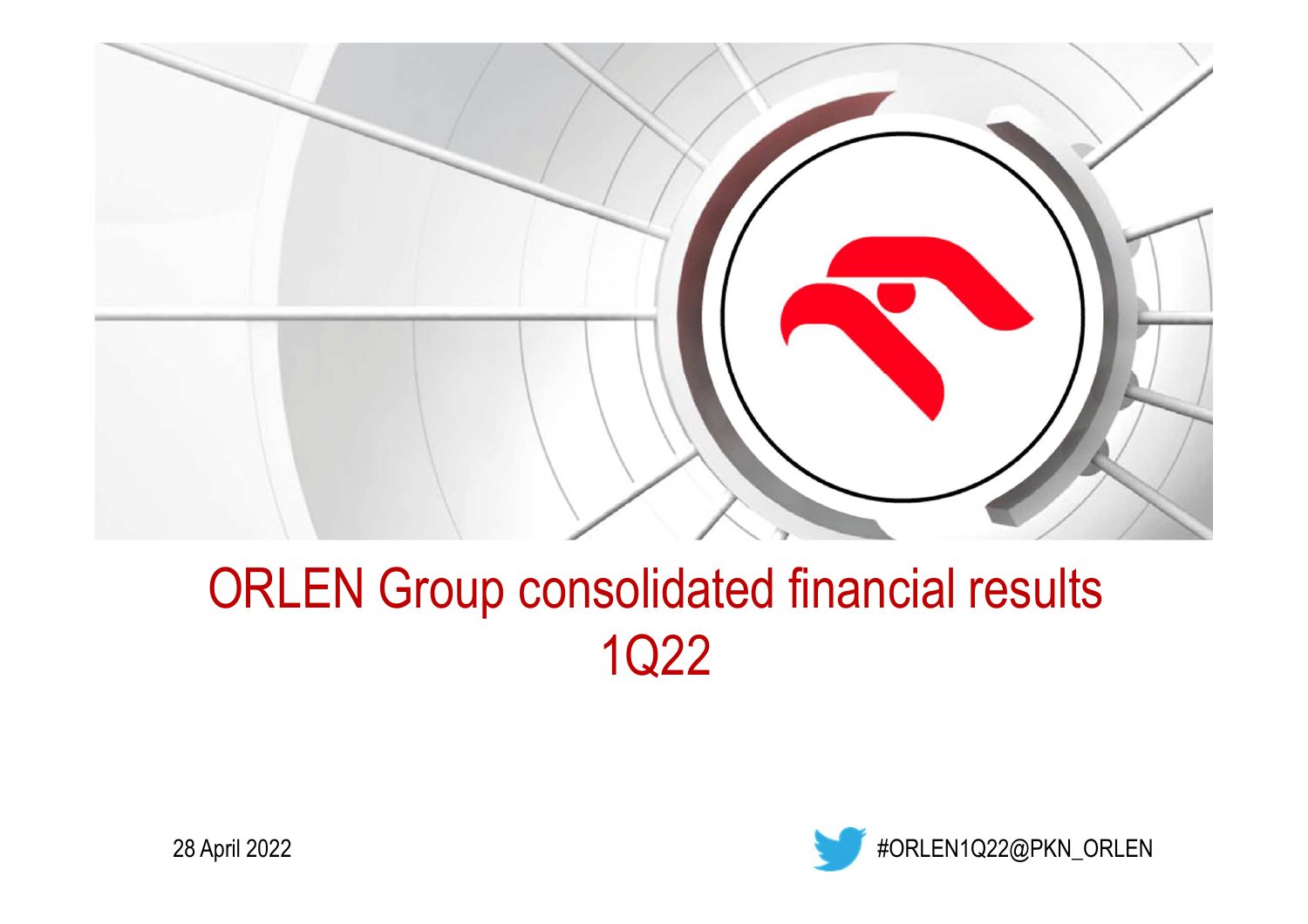# ORLEN Group consolidated financial results 1Q22

28 April 2022

#ORLEN1Q22@PKN_ORLEN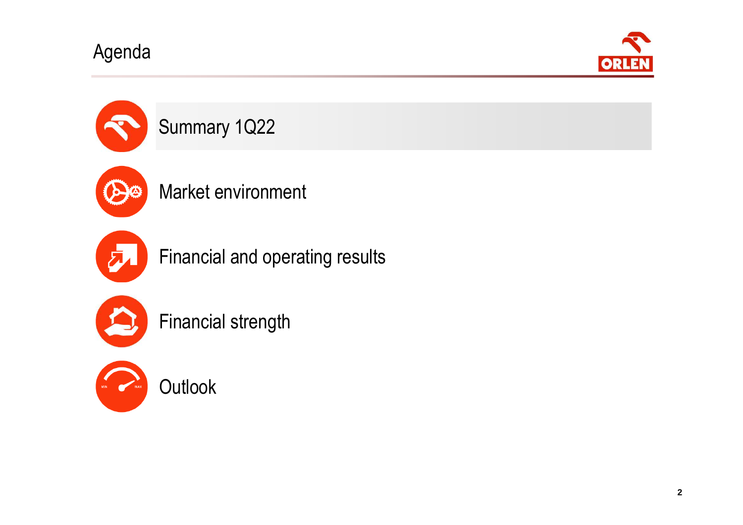# Agenda

- Summary 1Q22
- Market environment
- Financial and operating results
- Financial strength
- Outlook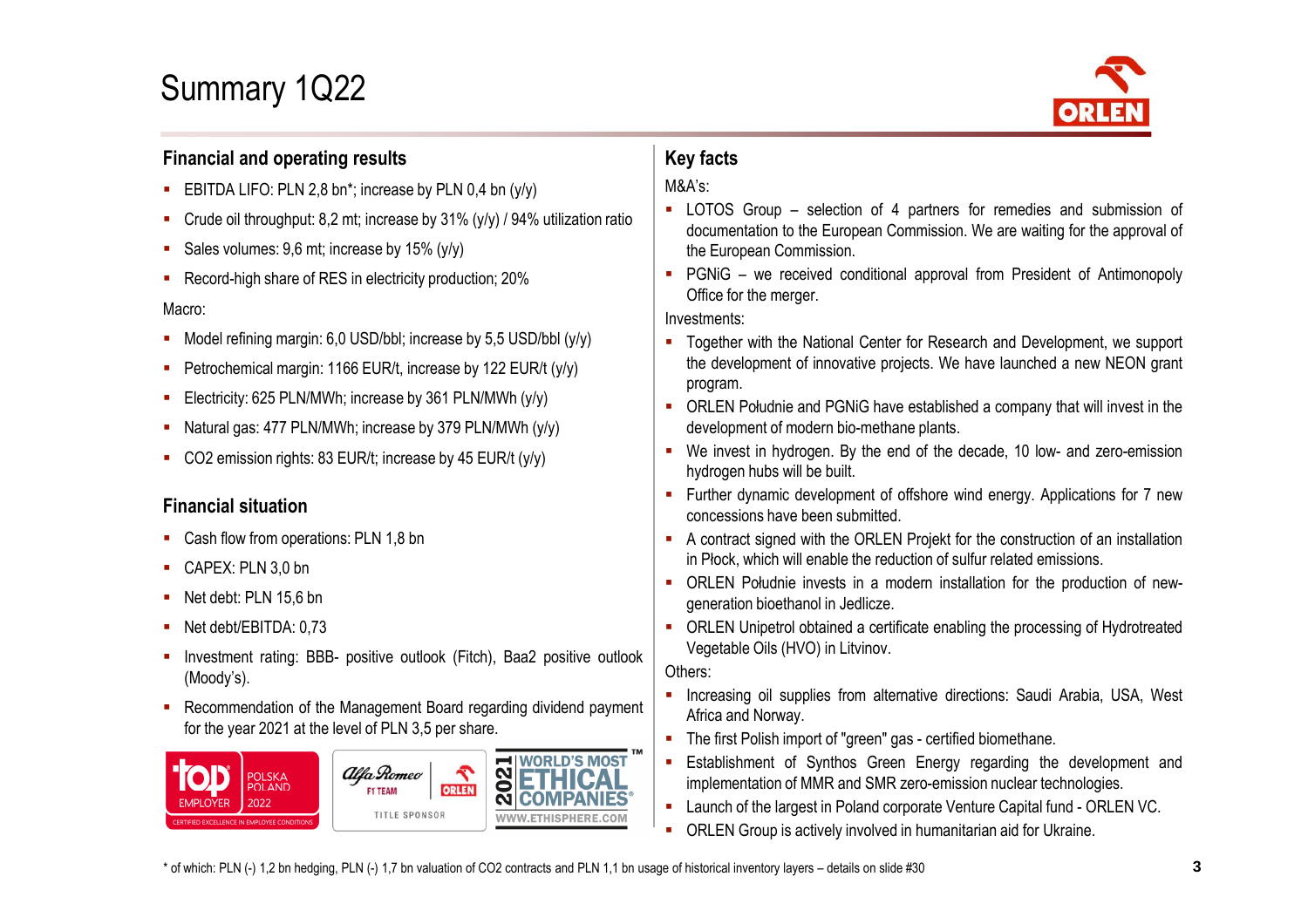# Summary 1Q22

## Financial and operating results

- EBITDA LIFO: PLN 2,8 bn*; increase by PLN 0,4 bn (y/y)
- Crude oil throughput: 8,2 mt; increase by 31% (y/y) / 94% utilization ratio
- Sales volumes: 9,6 mt; increase by 15% (y/y)
- Record-high share of RES in electricity production; 20%

Macro:

- Model refining margin: 6,0 USD/bbl; increase by 5,5 USD/bbl (y/y)
- Petrochemical margin: 1166 EUR/t, increase by 122 EUR/t (y/y)
- Electricity: 625 PLN/MWh; increase by 361 PLN/MWh (y/y)
- Natural gas: 477 PLN/MWh; increase by 379 PLN/MWh (y/y)
- $CO_2$ emission rights: 83 EUR/t; increase by 45 EUR/t (y/y)

## Financial situation

- Cash flow from operations: PLN 1,8 bn
- CAPEX: PLN 3,0 bn
- Net debt: PLN 15,6 bn
- Net debt/EBITDA: 0,73
- Investment rating: BBB- positive outlook (Fitch), Baa2 positive outlook (Moody's).
- Recommendation of the Management Board regarding dividend payment for the year 2021 at the level of PLN 3,5 per share.

## Key facts

M&A's:

- LOTOS Group – selection of 4 partners for remedies and submission of documentation to the European Commission. We are waiting for the approval of the European Commission.
- PGNiG – we received conditional approval from President of Antimonopoly Office for the merger.

Investments:

- Together with the National Center for Research and Development, we support the development of innovative projects. We have launched a new NEON grant program.
- ORLEN Południe and PGNiG have established a company that will invest in the development of modern bio-methane plants.
- We invest in hydrogen. By the end of the decade, 10 low- and zero-emission hydrogen hubs will be built.
- Further dynamic development of offshore wind energy. Applications for 7 new concessions have been submitted.
- A contract signed with the ORLEN Projekt for the construction of an installation in Płock, which will enable the reduction of sulfur related emissions.
- ORLEN Południe invests in a modern installation for the production of new-generation bioethanol in Jedlicze.
- ORLEN Unipetrol obtained a certificate enabling the processing of Hydrotreated Vegetable Oils (HVO) in Litvinov.

Others:

- Increasing oil supplies from alternative directions: Saudi Arabia, USA, West Africa and Norway.
- The first Polish import of "green" gas - certified biomethane.
- Establishment of Synthos Green Energy regarding the development and implementation of MMR and SMR zero-emission nuclear technologies.
- Launch of the largest in Poland corporate Venture Capital fund - ORLEN VC.
- ORLEN Group is actively involved in humanitarian aid for Ukraine.

\* of which: PLN (-) 1,2 bn hedging, PLN (-) 1,7 bn valuation of $CO_2$ contracts and PLN 1,1 bn usage of historical inventory layers – details on slide #30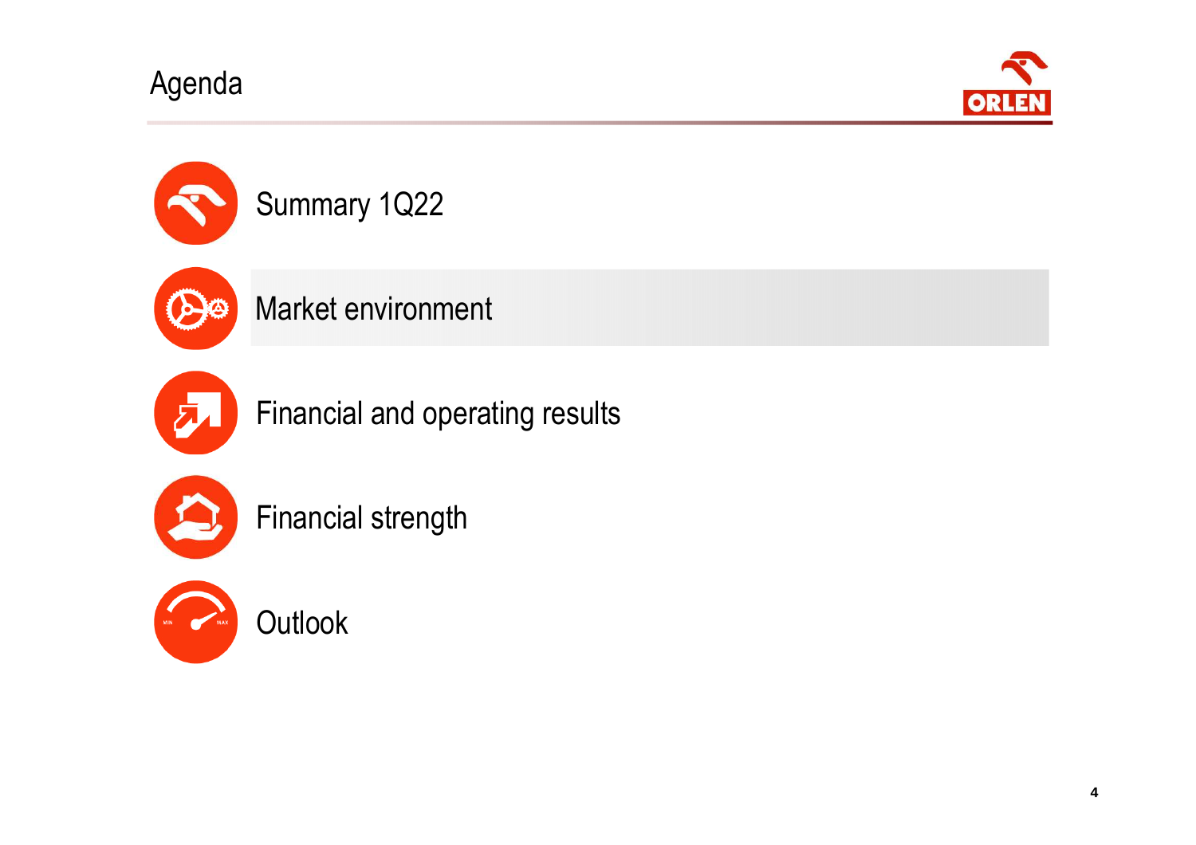# Agenda

- Summary 1Q22
- Market environment
- Financial and operating results
- Financial strength
- Outlook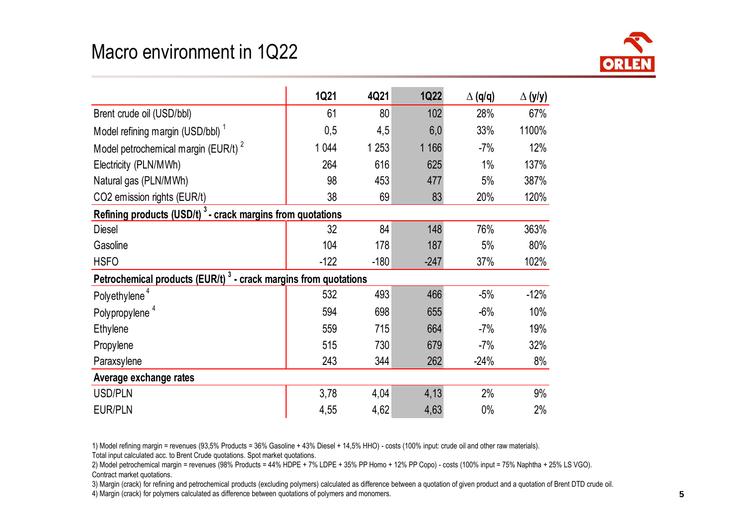# Macro environment in 1Q22

| | 1Q21 | 4Q21 | 1Q22 | Δ (q/q) | Δ (y/y) |
|---|---|---|---|---|---|
| Brent crude oil (USD/bbl) | 61 | 80 | 102 | 28% | 67% |
| Model refining margin (USD/bbl) [1] | 0,5 | 4,5 | 6,0 | 33% | 1100% |
| Model petrochemical margin (EUR/t) [2] | 1 044 | 1 253 | 1 166 | -7% | 12% |
| Electricity (PLN/MWh) | 264 | 616 | 625 | 1% | 137% |
| Natural gas (PLN/MWh) | 98 | 453 | 477 | 5% | 387% |
| CO2 emission rights (EUR/t) | 38 | 69 | 83 | 20% | 120% |
| **Refining products (USD/t) [3] - crack margins from quotations** | | | | | |
| Diesel | 32 | 84 | 148 | 76% | 363% |
| Gasoline | 104 | 178 | 187 | 5% | 80% |
| HSFO | -122 | -180 | -247 | 37% | 102% |
| **Petrochemical products (EUR/t) [3] - crack margins from quotations** | | | | | |
| Polyethylene [4] | 532 | 493 | 466 | -5% | -12% |
| Polypropylene [4] | 594 | 698 | 655 | -6% | 10% |
| Ethylene | 559 | 715 | 664 | -7% | 19% |
| Propylene | 515 | 730 | 679 | -7% | 32% |
| Paraxsylene | 243 | 344 | 262 | -24% | 8% |
| **Average exchange rates** | | | | | |
| USD/PLN | 3,78 | 4,04 | 4,13 | 2% | 9% |
| EUR/PLN | 4,55 | 4,62 | 4,63 | 0% | 2% |

1) Model refining margin = revenues (93,5% Products = 36% Gasoline + 43% Diesel + 14,5% HHO) - costs (100% input: crude oil and other raw materials). Total input calculated acc. to Brent Crude quotations. Spot market quotations.

2) Model petrochemical margin = revenues (98% Products = 44% HDPE + 7% LDPE + 35% PP Homo + 12% PP Copo) - costs (100% input = 75% Naphtha + 25% LS VGO). Contract market quotations.

3) Margin (crack) for refining and petrochemical products (excluding polymers) calculated as difference between a quotation of given product and a quotation of Brent DTD crude oil.

4) Margin (crack) for polymers calculated as difference between quotations of polymers and monomers.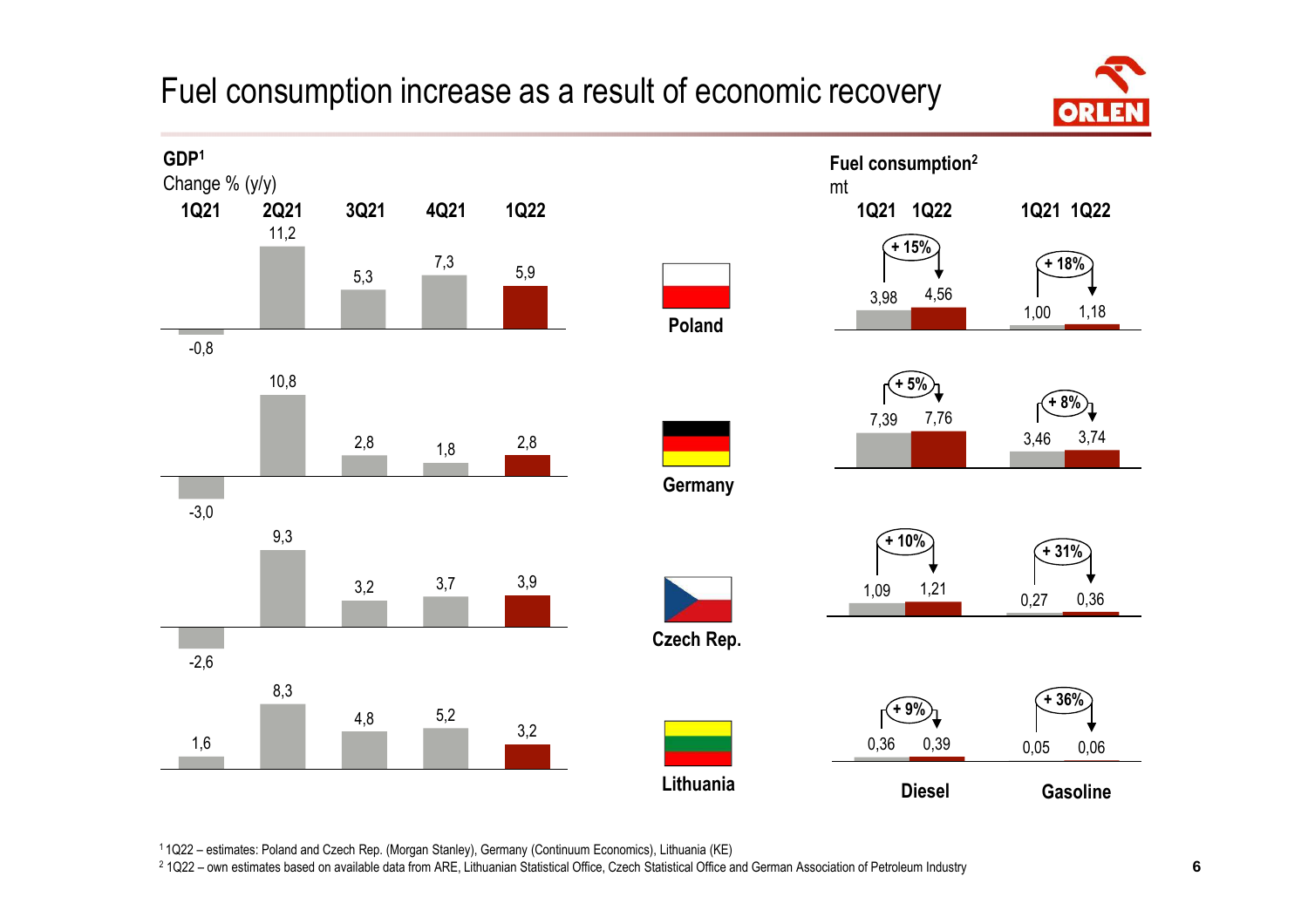# Fuel consumption increase as a result of economic recovery

**GDP[1]**

Change % (y/y)

| Country | 1Q21 | 2Q21 | 3Q21 | 4Q21 | 1Q22 |
|---|---|---|---|---|---|
| Poland | -0,8 | 11,2 | 5,3 | 7,3 | 5,9 |
| Germany | -3,0 | 10,8 | 2,8 | 1,8 | 2,8 |
| Czech Rep. | -2,6 | 9,3 | 3,2 | 3,7 | 3,9 |
| Lithuania | 1,6 | 8,3 | 4,8 | 5,2 | 3,2 |

**Fuel consumption[2]**

mt

| Country | Diesel 1Q21 | Diesel 1Q22 | Diesel change | Gasoline 1Q21 | Gasoline 1Q22 | Gasoline change |
|---|---|---|---|---|---|---|
| Poland | 3,98 | 4,56 | + 15% | 1,00 | 1,18 | + 18% |
| Germany | 7,39 | 7,76 | + 5% | 3,46 | 3,74 | + 8% |
| Czech Rep. | 1,09 | 1,21 | + 10% | 0,27 | 0,36 | + 31% |
| Lithuania | 0,36 | 0,39 | + 9% | 0,05 | 0,06 | + 36% |

[1] 1Q22 – estimates: Poland and Czech Rep. (Morgan Stanley), Germany (Continuum Economics), Lithuania (KE)

[2] 1Q22 – own estimates based on available data from ARE, Lithuanian Statistical Office, Czech Statistical Office and German Association of Petroleum Industry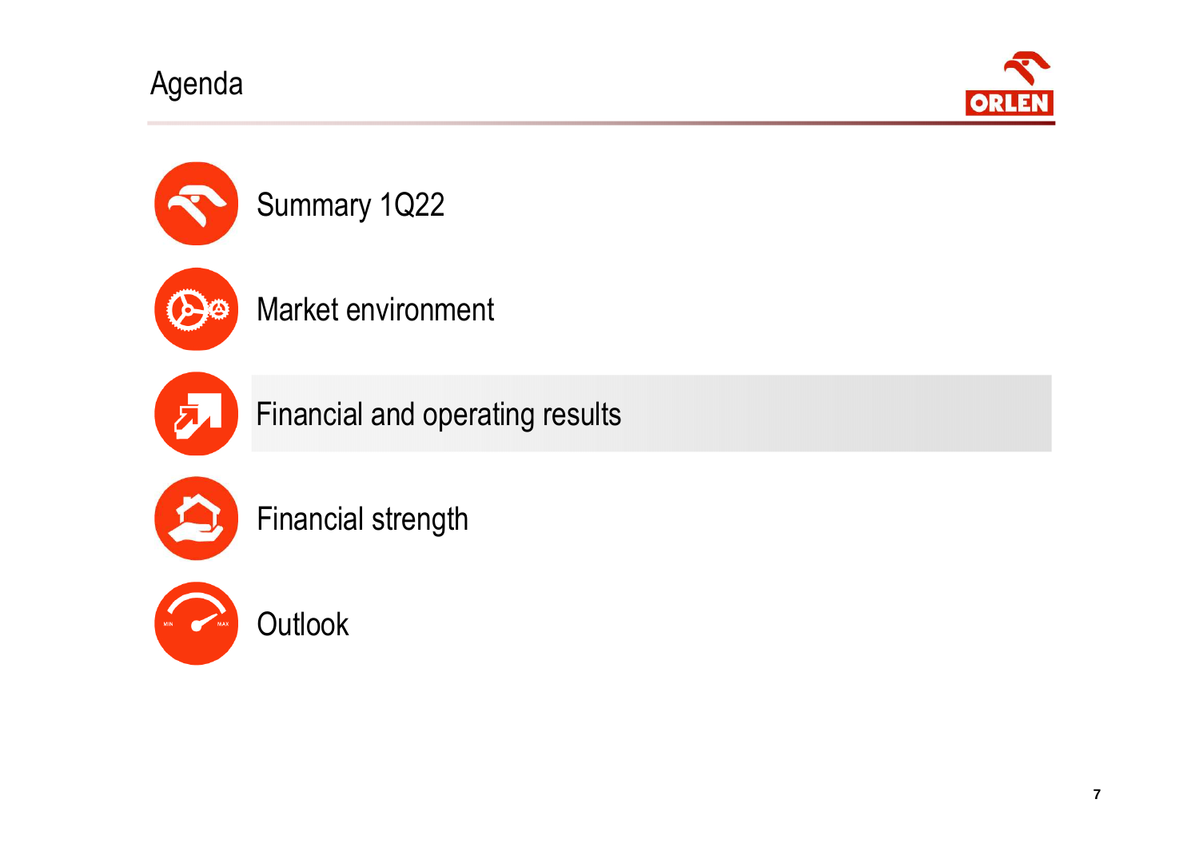# Agenda

- Summary 1Q22
- Market environment
- **Financial and operating results**
- Financial strength
- Outlook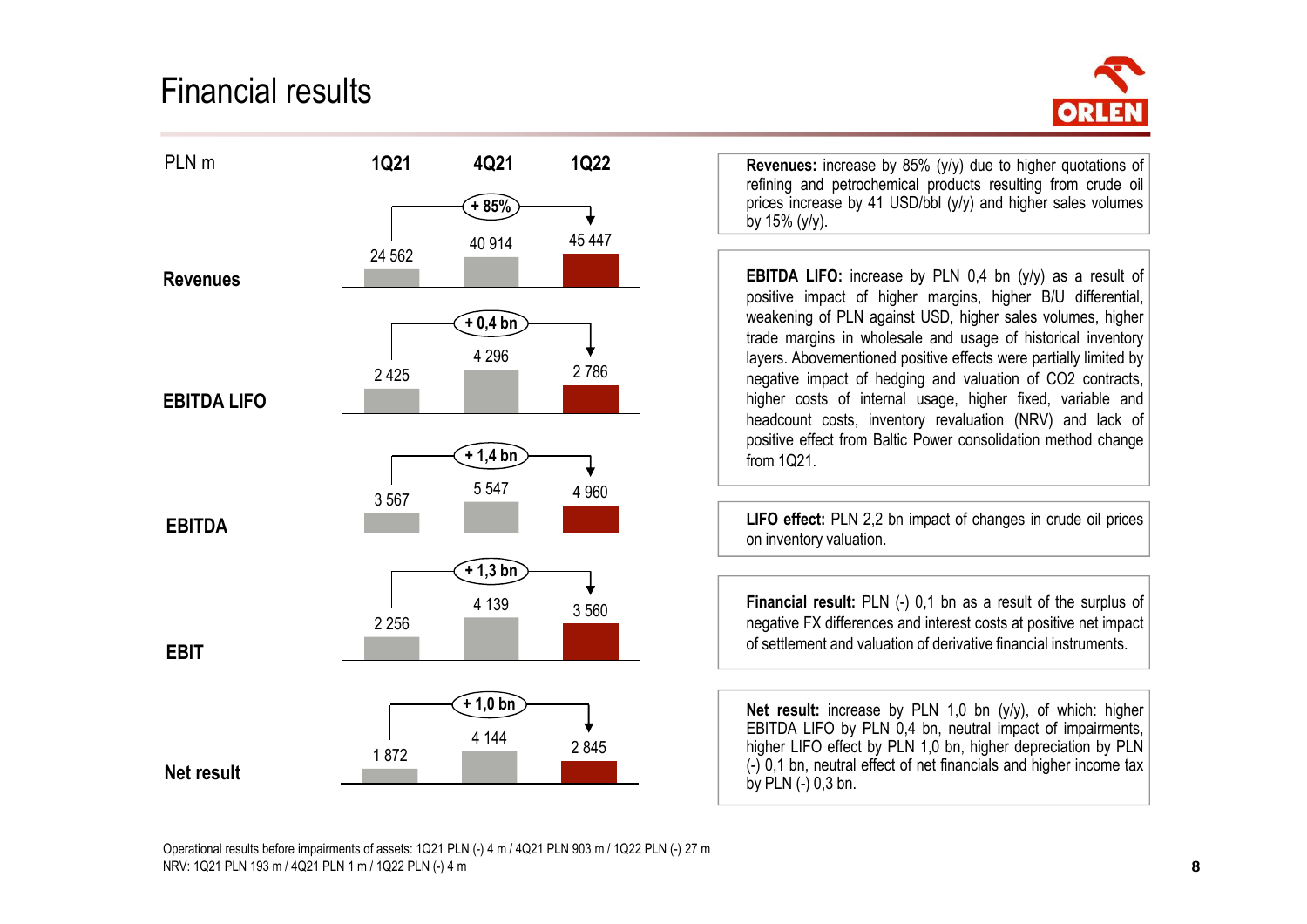# Financial results

| PLN m | 1Q21 | 4Q21 | 1Q22 | Change (y/y) |
|---|---|---|---|---|
| Revenues | 24 562 | 40 914 | 45 447 | + 85% |
| EBITDA LIFO | 2 425 | 4 296 | 2 786 | + 0,4 bn |
| EBITDA | 3 567 | 5 547 | 4 960 | + 1,4 bn |
| EBIT | 2 256 | 4 139 | 3 560 | + 1,3 bn |
| Net result | 1 872 | 4 144 | 2 845 | + 1,0 bn |

**Revenues:** increase by 85% (y/y) due to higher quotations of refining and petrochemical products resulting from crude oil prices increase by 41 USD/bbl (y/y) and higher sales volumes by 15% (y/y).

**EBITDA LIFO:** increase by PLN 0,4 bn (y/y) as a result of positive impact of higher margins, higher B/U differential, weakening of PLN against USD, higher sales volumes, higher trade margins in wholesale and usage of historical inventory layers. Abovementioned positive effects were partially limited by negative impact of hedging and valuation of CO2 contracts, higher costs of internal usage, higher fixed, variable and headcount costs, inventory revaluation (NRV) and lack of positive effect from Baltic Power consolidation method change from 1Q21.

**LIFO effect:** PLN 2,2 bn impact of changes in crude oil prices on inventory valuation.

**Financial result:** PLN (-) 0,1 bn as a result of the surplus of negative FX differences and interest costs at positive net impact of settlement and valuation of derivative financial instruments.

**Net result:** increase by PLN 1,0 bn (y/y), of which: higher EBITDA LIFO by PLN 0,4 bn, neutral impact of impairments, higher LIFO effect by PLN 1,0 bn, higher depreciation by PLN (-) 0,1 bn, neutral effect of net financials and higher income tax by PLN (-) 0,3 bn.

Operational results before impairments of assets: 1Q21 PLN (-) 4 m / 4Q21 PLN 903 m / 1Q22 PLN (-) 27 m
NRV: 1Q21 PLN 193 m / 4Q21 PLN 1 m / 1Q22 PLN (-) 4 m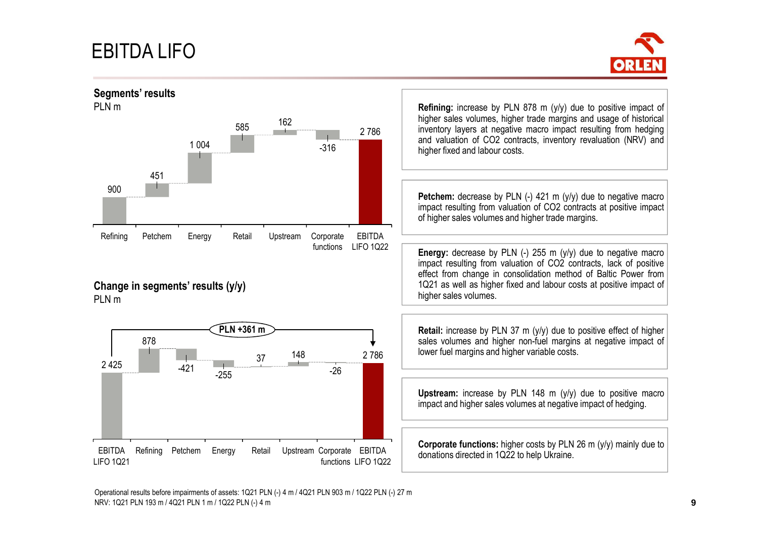# EBITDA LIFO

## Segments' results

PLN m

| Refining | Petchem | Energy | Retail | Upstream | Corporate functions | EBITDA LIFO 1Q22 |
|---|---|---|---|---|---|---|
| 900 | 451 | 1 004 | 585 | 162 | -316 | 2 786 |

## Change in segments' results (y/y)

PLN m

PLN +361 m

| EBITDA LIFO 1Q21 | Refining | Petchem | Energy | Retail | Upstream | Corporate functions | EBITDA LIFO 1Q22 |
|---|---|---|---|---|---|---|---|
| 2 425 | 878 | -421 | -255 | 37 | 148 | -26 | 2 786 |

**Refining:** increase by PLN 878 m (y/y) due to positive impact of higher sales volumes, higher trade margins and usage of historical inventory layers at negative macro impact resulting from hedging and valuation of CO2 contracts, inventory revaluation (NRV) and higher fixed and labour costs.

**Petchem:** decrease by PLN (-) 421 m (y/y) due to negative macro impact resulting from valuation of CO2 contracts at positive impact of higher sales volumes and higher trade margins.

**Energy:** decrease by PLN (-) 255 m (y/y) due to negative macro impact resulting from valuation of CO2 contracts, lack of positive effect from change in consolidation method of Baltic Power from 1Q21 as well as higher fixed and labour costs at positive impact of higher sales volumes.

**Retail:** increase by PLN 37 m (y/y) due to positive effect of higher sales volumes and higher non-fuel margins at negative impact of lower fuel margins and higher variable costs.

**Upstream:** increase by PLN 148 m (y/y) due to positive macro impact and higher sales volumes at negative impact of hedging.

**Corporate functions:** higher costs by PLN 26 m (y/y) mainly due to donations directed in 1Q22 to help Ukraine.

Operational results before impairments of assets: 1Q21 PLN (-) 4 m / 4Q21 PLN 903 m / 1Q22 PLN (-) 27 m
NRV: 1Q21 PLN 193 m / 4Q21 PLN 1 m / 1Q22 PLN (-) 4 m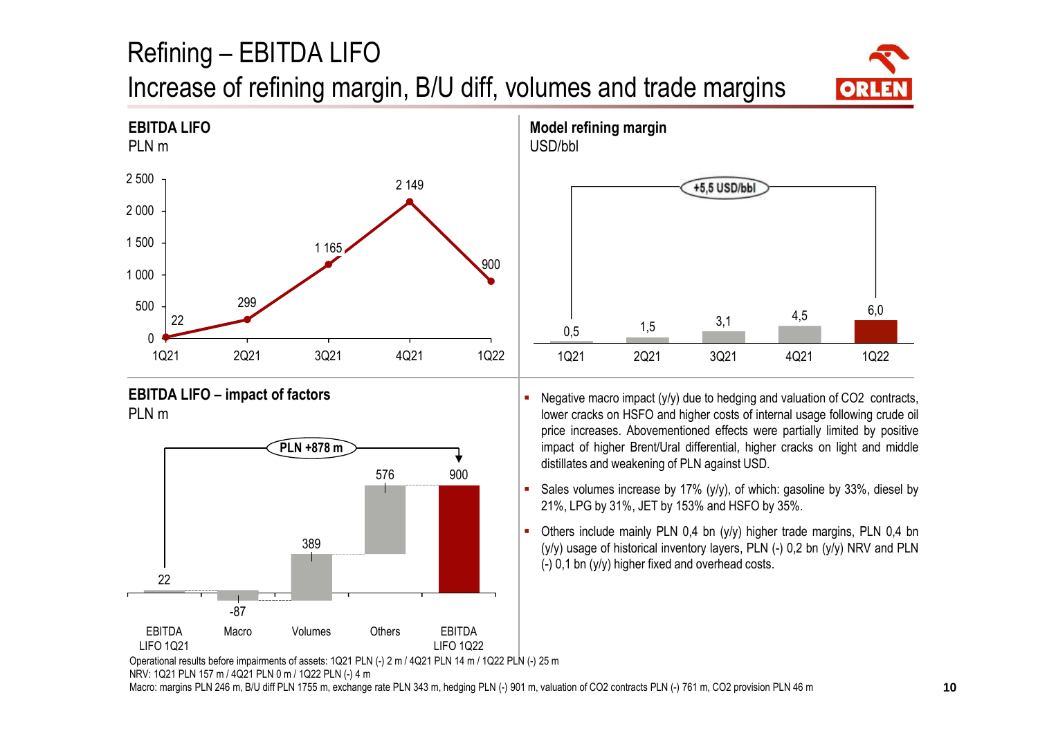# Refining – EBITDA LIFO

## Increase of refining margin, B/U diff, volumes and trade margins

### EBITDA LIFO

PLN m

| 1Q21 | 2Q21 | 3Q21 | 4Q21 | 1Q22 |
|---|---|---|---|---|
| 22 | 299 | 1 165 | 2 149 | 900 |

### Model refining margin

USD/bbl

| 1Q21 | 2Q21 | 3Q21 | 4Q21 | 1Q22 |
|---|---|---|---|---|
| 0,5 | 1,5 | 3,1 | 4,5 | 6,0 |

+5,5 USD/bbl

### EBITDA LIFO – impact of factors

PLN m

| EBITDA LIFO 1Q21 | Macro | Volumes | Others | EBITDA LIFO 1Q22 |
|---|---|---|---|---|
| 22 | -87 | 389 | 576 | 900 |

PLN +878 m

- Negative macro impact (y/y) due to hedging and valuation of CO2 contracts, lower cracks on HSFO and higher costs of internal usage following crude oil price increases. Abovementioned effects were partially limited by positive impact of higher Brent/Ural differential, higher cracks on light and middle distillates and weakening of PLN against USD.
- Sales volumes increase by 17% (y/y), of which: gasoline by 33%, diesel by 21%, LPG by 31%, JET by 153% and HSFO by 35%.
- Others include mainly PLN 0,4 bn (y/y) higher trade margins, PLN 0,4 bn (y/y) usage of historical inventory layers, PLN (-) 0,2 bn (y/y) NRV and PLN (-) 0,1 bn (y/y) higher fixed and overhead costs.

Operational results before impairments of assets: 1Q21 PLN (-) 2 m / 4Q21 PLN 14 m / 1Q22 PLN (-) 25 m

NRV: 1Q21 PLN 157 m / 4Q21 PLN 0 m / 1Q22 PLN (-) 4 m

Macro: margins PLN 246 m, B/U diff PLN 1755 m, exchange rate PLN 343 m, hedging PLN (-) 901 m, valuation of CO2 contracts PLN (-) 761 m, CO2 provision PLN 46 m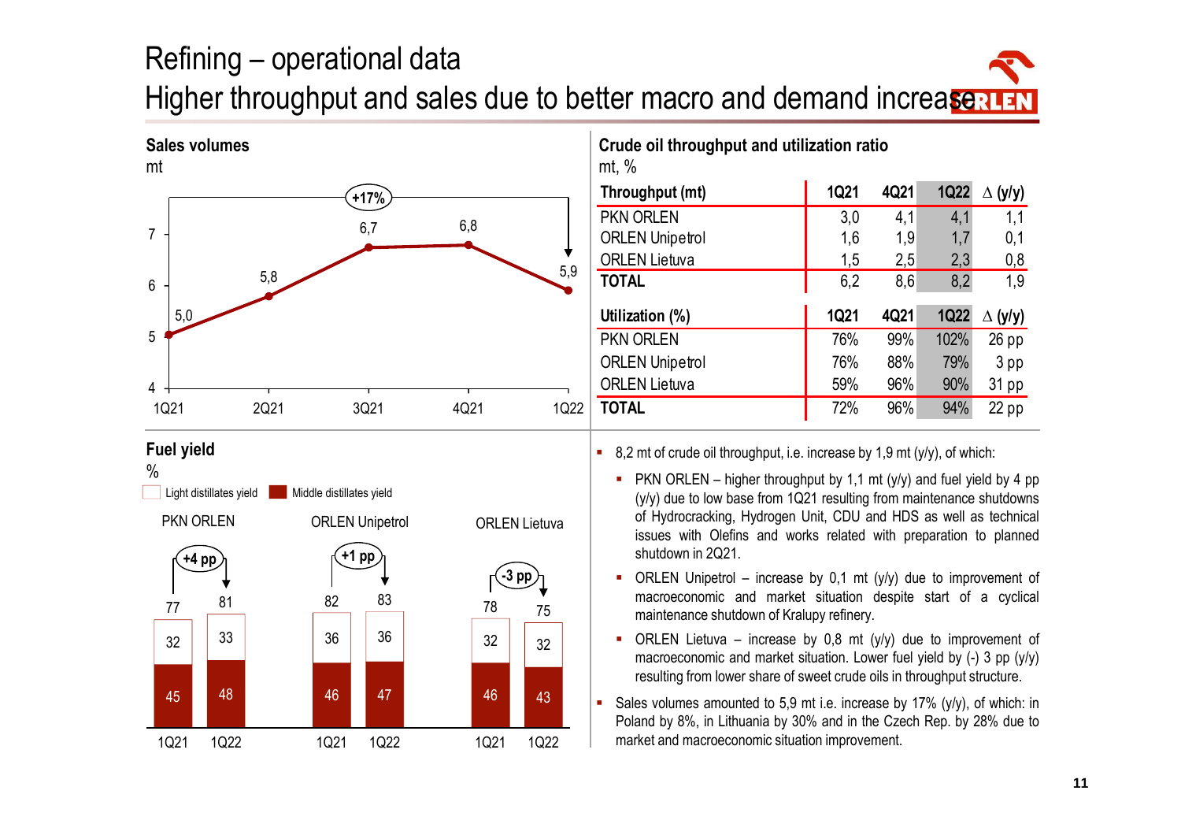# Refining – operational data

## Higher throughput and sales due to better macro and demand increase

### Sales volumes

mt

| 1Q21 | 2Q21 | 3Q21 | 4Q21 | 1Q22 |
|---|---|---|---|---|
| 5,0 | 5,8 | 6,7 | 6,8 | 5,9 |

+17%

### Crude oil throughput and utilization ratio

mt, %

| Throughput (mt) | 1Q21 | 4Q21 | 1Q22 | Δ (y/y) |
|---|---|---|---|---|
| PKN ORLEN | 3,0 | 4,1 | 4,1 | 1,1 |
| ORLEN Unipetrol | 1,6 | 1,9 | 1,7 | 0,1 |
| ORLEN Lietuva | 1,5 | 2,5 | 2,3 | 0,8 |
| **TOTAL** | 6,2 | 8,6 | 8,2 | 1,9 |

| Utilization (%) | 1Q21 | 4Q21 | 1Q22 | Δ (y/y) |
|---|---|---|---|---|
| PKN ORLEN | 76% | 99% | 102% | 26 pp |
| ORLEN Unipetrol | 76% | 88% | 79% | 3 pp |
| ORLEN Lietuva | 59% | 96% | 90% | 31 pp |
| **TOTAL** | 72% | 96% | 94% | 22 pp |

### Fuel yield

%

| | PKN ORLEN 1Q21 | PKN ORLEN 1Q22 | ORLEN Unipetrol 1Q21 | ORLEN Unipetrol 1Q22 | ORLEN Lietuva 1Q21 | ORLEN Lietuva 1Q22 |
|---|---|---|---|---|---|---|
| Light distillates yield | 32 | 33 | 36 | 36 | 32 | 32 |
| Middle distillates yield | 45 | 48 | 46 | 47 | 46 | 43 |
| Total | 77 | 81 | 82 | 83 | 78 | 75 |
| Change | | +4 pp | | +1 pp | | -3 pp |

- 8,2 mt of crude oil throughput, i.e. increase by 1,9 mt (y/y), of which:
  - PKN ORLEN – higher throughput by 1,1 mt (y/y) and fuel yield by 4 pp (y/y) due to low base from 1Q21 resulting from maintenance shutdowns of Hydrocracking, Hydrogen Unit, CDU and HDS as well as technical issues with Olefins and works related with preparation to planned shutdown in 2Q21.
  - ORLEN Unipetrol – increase by 0,1 mt (y/y) due to improvement of macroeconomic and market situation despite start of a cyclical maintenance shutdown of Kralupy refinery.
  - ORLEN Lietuva – increase by 0,8 mt (y/y) due to improvement of macroeconomic and market situation. Lower fuel yield by (-) 3 pp (y/y) resulting from lower share of sweet crude oils in throughput structure.
- Sales volumes amounted to 5,9 mt i.e. increase by 17% (y/y), of which: in Poland by 8%, in Lithuania by 30% and in the Czech Rep. by 28% due to market and macroeconomic situation improvement.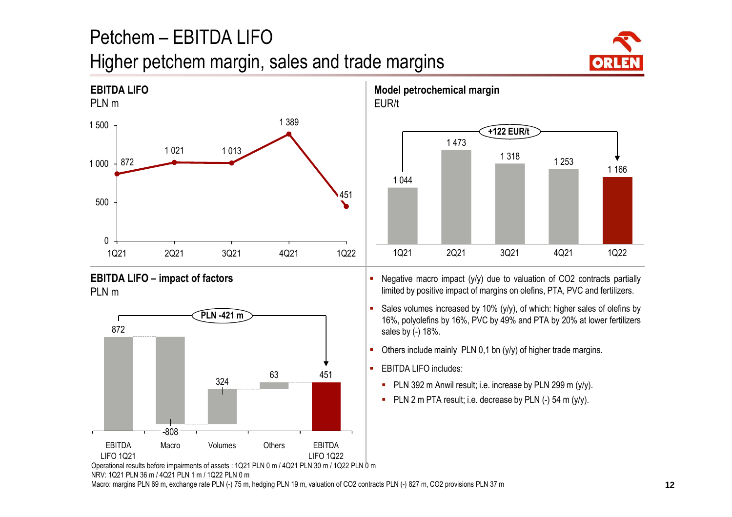# Petchem – EBITDA LIFO
## Higher petchem margin, sales and trade margins

### EBITDA LIFO
PLN m

| 1Q21 | 2Q21 | 3Q21 | 4Q21 | 1Q22 |
|---|---|---|---|---|
| 872 | 1 021 | 1 013 | 1 389 | 451 |

### Model petrochemical margin
EUR/t

| 1Q21 | 2Q21 | 3Q21 | 4Q21 | 1Q22 |
|---|---|---|---|---|
| 1 044 | 1 473 | 1 318 | 1 253 | 1 166 |

+122 EUR/t

### EBITDA LIFO – impact of factors
PLN m

| EBITDA LIFO 1Q21 | Macro | Volumes | Others | EBITDA LIFO 1Q22 |
|---|---|---|---|---|
| 872 | -808 | 324 | 63 | 451 |

PLN -421 m

- Negative macro impact (y/y) due to valuation of CO2 contracts partially limited by positive impact of margins on olefins, PTA, PVC and fertilizers.
- Sales volumes increased by 10% (y/y), of which: higher sales of olefins by 16%, polyolefins by 16%, PVC by 49% and PTA by 20% at lower fertilizers sales by (-) 18%.
- Others include mainly PLN 0,1 bn (y/y) of higher trade margins.
- EBITDA LIFO includes:
  - PLN 392 m Anwil result; i.e. increase by PLN 299 m (y/y).
  - PLN 2 m PTA result; i.e. decrease by PLN (-) 54 m (y/y).

Operational results before impairments of assets : 1Q21 PLN 0 m / 4Q21 PLN 30 m / 1Q22 PLN 0 m
NRV: 1Q21 PLN 36 m / 4Q21 PLN 1 m / 1Q22 PLN 0 m
Macro: margins PLN 69 m, exchange rate PLN (-) 75 m, hedging PLN 19 m, valuation of CO2 contracts PLN (-) 827 m, CO2 provisions PLN 37 m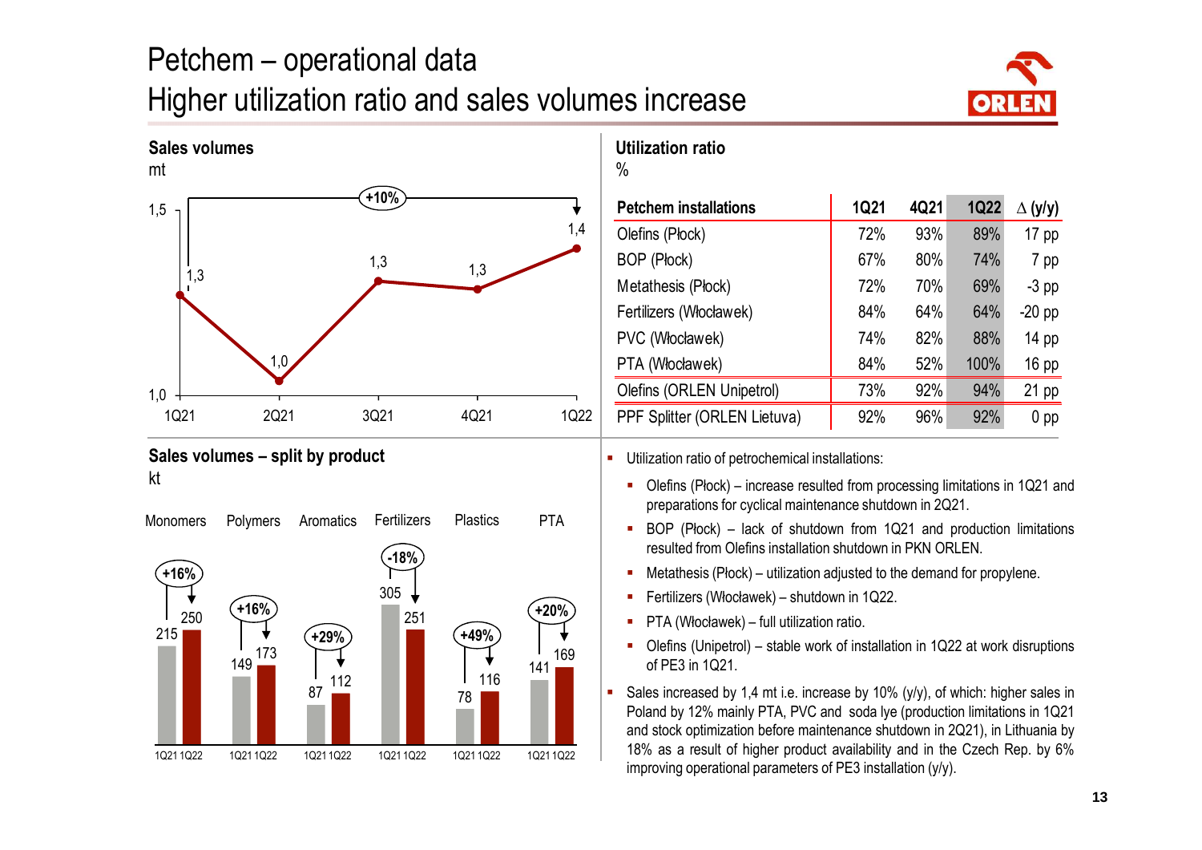# Petchem – operational data
## Higher utilization ratio and sales volumes increase

### Sales volumes
mt

| 1Q21 | 2Q21 | 3Q21 | 4Q21 | 1Q22 |
|---|---|---|---|---|
| 1,3 | 1,0 | 1,3 | 1,3 | 1,4 |

+10%

### Sales volumes – split by product
kt

| Product | 1Q21 | 1Q22 | Change |
|---|---|---|---|
| Monomers | 215 | 250 | +16% |
| Polymers | 149 | 173 | +16% |
| Aromatics | 87 | 112 | +29% |
| Fertilizers | 305 | 251 | -18% |
| Plastics | 78 | 116 | +49% |
| PTA | 141 | 169 | +20% |

### Utilization ratio
%

| Petchem installations | 1Q21 | 4Q21 | 1Q22 | Δ (y/y) |
|---|---|---|---|---|
| Olefins (Płock) | 72% | 93% | 89% | 17 pp |
| BOP (Płock) | 67% | 80% | 74% | 7 pp |
| Metathesis (Płock) | 72% | 70% | 69% | -3 pp |
| Fertilizers (Włocławek) | 84% | 64% | 64% | -20 pp |
| PVC (Włocławek) | 74% | 82% | 88% | 14 pp |
| PTA (Włocławek) | 84% | 52% | 100% | 16 pp |
| Olefins (ORLEN Unipetrol) | 73% | 92% | 94% | 21 pp |
| PPF Splitter (ORLEN Lietuva) | 92% | 96% | 92% | 0 pp |

- Utilization ratio of petrochemical installations:
  - Olefins (Płock) – increase resulted from processing limitations in 1Q21 and preparations for cyclical maintenance shutdown in 2Q21.
  - BOP (Płock) – lack of shutdown from 1Q21 and production limitations resulted from Olefins installation shutdown in PKN ORLEN.
  - Metathesis (Płock) – utilization adjusted to the demand for propylene.
  - Fertilizers (Włocławek) – shutdown in 1Q22.
  - PTA (Włocławek) – full utilization ratio.
  - Olefins (Unipetrol) – stable work of installation in 1Q22 at work disruptions of PE3 in 1Q21.
- Sales increased by 1,4 mt i.e. increase by 10% (y/y), of which: higher sales in Poland by 12% mainly PTA, PVC and soda lye (production limitations in 1Q21 and stock optimization before maintenance shutdown in 2Q21), in Lithuania by 18% as a result of higher product availability and in the Czech Rep. by 6% improving operational parameters of PE3 installation (y/y).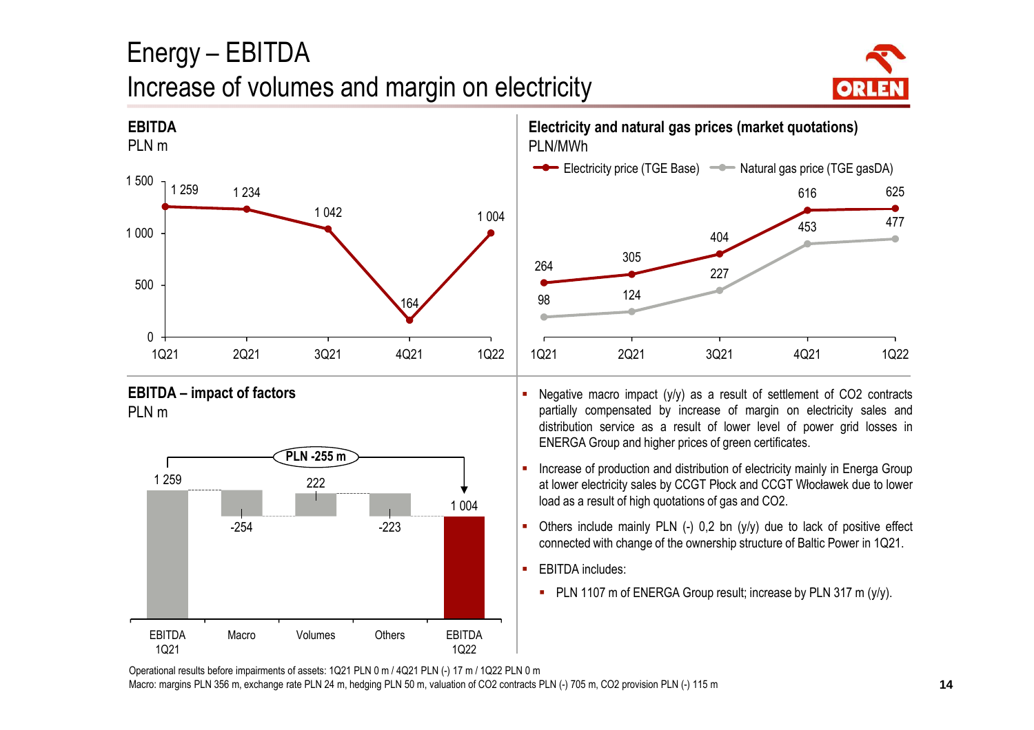# Energy – EBITDA
## Increase of volumes and margin on electricity

### EBITDA
PLN m

| 1Q21 | 2Q21 | 3Q21 | 4Q21 | 1Q22 |
|---|---|---|---|---|
| 1 259 | 1 234 | 1 042 | 164 | 1 004 |

### Electricity and natural gas prices (market quotations)
PLN/MWh

| | 1Q21 | 2Q21 | 3Q21 | 4Q21 | 1Q22 |
|---|---|---|---|---|---|
| Electricity price (TGE Base) | 264 | 305 | 404 | 616 | 625 |
| Natural gas price (TGE gasDA) | 98 | 124 | 227 | 453 | 477 |

### EBITDA – impact of factors
PLN m

| EBITDA 1Q21 | Macro | Volumes | Others | EBITDA 1Q22 |
|---|---|---|---|---|
| 1 259 | -254 | 222 | -223 | 1 004 |

PLN -255 m

- Negative macro impact (y/y) as a result of settlement of CO2 contracts partially compensated by increase of margin on electricity sales and distribution service as a result of lower level of power grid losses in ENERGA Group and higher prices of green certificates.
- Increase of production and distribution of electricity mainly in Energa Group at lower electricity sales by CCGT Płock and CCGT Włocławek due to lower load as a result of high quotations of gas and CO2.
- Others include mainly PLN (-) 0,2 bn (y/y) due to lack of positive effect connected with change of the ownership structure of Baltic Power in 1Q21.
- EBITDA includes:
  - PLN 1107 m of ENERGA Group result; increase by PLN 317 m (y/y).

Operational results before impairments of assets: 1Q21 PLN 0 m / 4Q21 PLN (-) 17 m / 1Q22 PLN 0 m

Macro: margins PLN 356 m, exchange rate PLN 24 m, hedging PLN 50 m, valuation of CO2 contracts PLN (-) 705 m, CO2 provision PLN (-) 115 m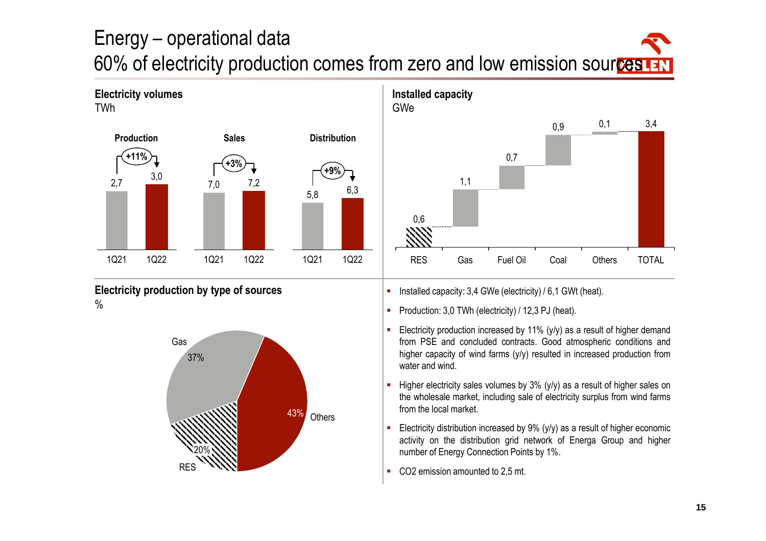# Energy – operational data

## 60% of electricity production comes from zero and low emission sources

### Electricity volumes

TWh

| | 1Q21 | 1Q22 | Change |
|---|---|---|---|
| Production | 2,7 | 3,0 | +11% |
| Sales | 7,0 | 7,2 | +3% |
| Distribution | 5,8 | 6,3 | +9% |

### Installed capacity

GWe

| RES | Gas | Fuel Oil | Coal | Others | TOTAL |
|---|---|---|---|---|---|
| 0,6 | 1,1 | 0,7 | 0,9 | 0,1 | 3,4 |

### Electricity production by type of sources

%

| Source | Share |
|---|---|
| Gas | 37% |
| Others | 43% |
| RES | 20% |

- Installed capacity: 3,4 GWe (electricity) / 6,1 GWt (heat).
- Production: 3,0 TWh (electricity) / 12,3 PJ (heat).
- Electricity production increased by 11% (y/y) as a result of higher demand from PSE and concluded contracts. Good atmospheric conditions and higher capacity of wind farms (y/y) resulted in increased production from water and wind.
- Higher electricity sales volumes by 3% (y/y) as a result of higher sales on the wholesale market, including sale of electricity surplus from wind farms from the local market.
- Electricity distribution increased by 9% (y/y) as a result of higher economic activity on the distribution grid network of Energa Group and higher number of Energy Connection Points by 1%.
- $CO_2$ emission amounted to 2,5 mt.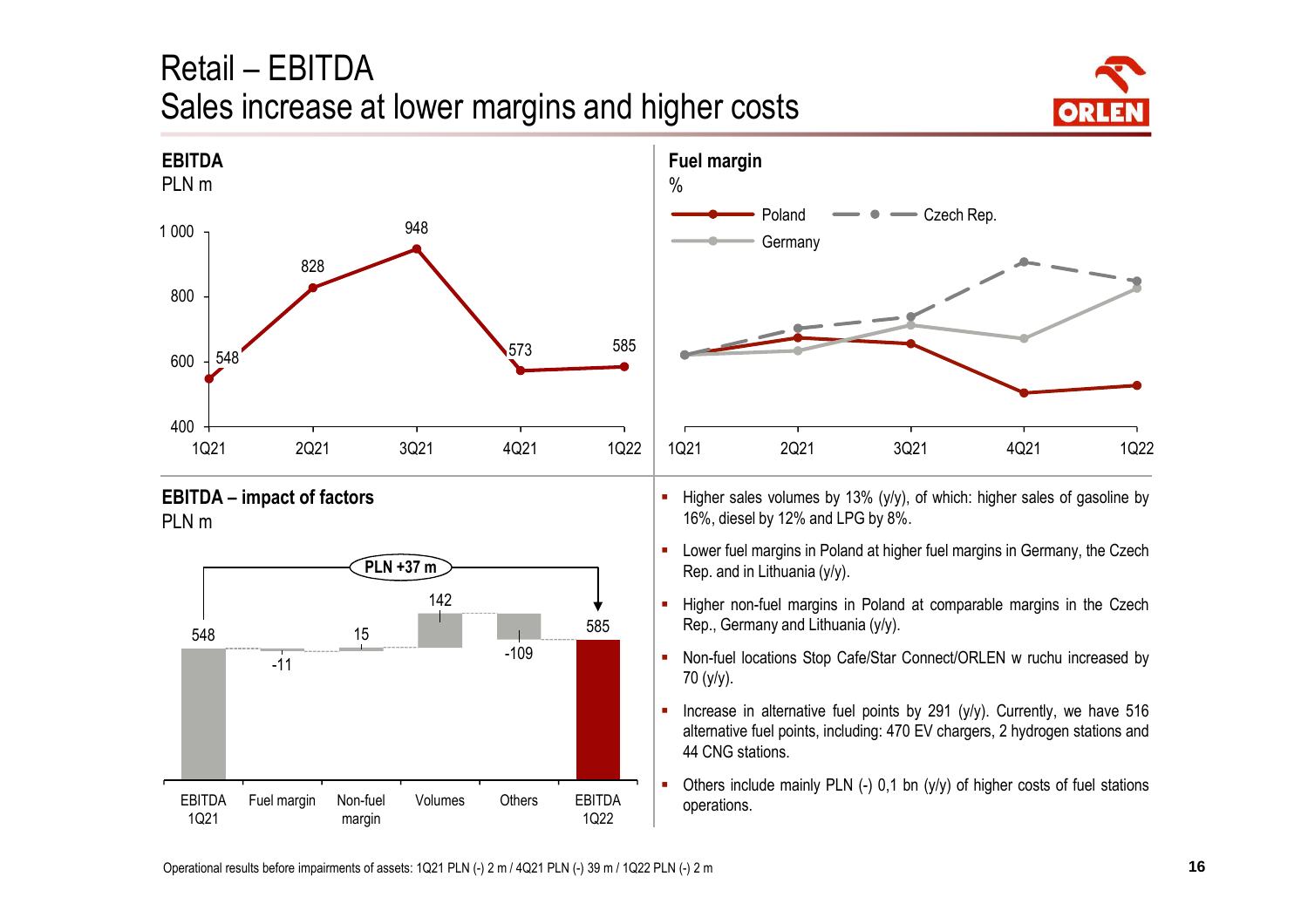# Retail – EBITDA
## Sales increase at lower margins and higher costs

### EBITDA
PLN m

| 1Q21 | 2Q21 | 3Q21 | 4Q21 | 1Q22 |
|---|---|---|---|---|
| 548 | 828 | 948 | 573 | 585 |

### Fuel margin
%

Poland, Czech Rep., Germany (1Q21 – 1Q22)

### EBITDA – impact of factors
PLN m

| EBITDA 1Q21 | Fuel margin | Non-fuel margin | Volumes | Others | EBITDA 1Q22 |
|---|---|---|---|---|---|
| 548 | -11 | 15 | 142 | -109 | 585 |

PLN +37 m

- Higher sales volumes by 13% (y/y), of which: higher sales of gasoline by 16%, diesel by 12% and LPG by 8%.
- Lower fuel margins in Poland at higher fuel margins in Germany, the Czech Rep. and in Lithuania (y/y).
- Higher non-fuel margins in Poland at comparable margins in the Czech Rep., Germany and Lithuania (y/y).
- Non-fuel locations Stop Cafe/Star Connect/ORLEN w ruchu increased by 70 (y/y).
- Increase in alternative fuel points by 291 (y/y). Currently, we have 516 alternative fuel points, including: 470 EV chargers, 2 hydrogen stations and 44 CNG stations.
- Others include mainly PLN (-) 0,1 bn (y/y) of higher costs of fuel stations operations.

Operational results before impairments of assets: 1Q21 PLN (-) 2 m / 4Q21 PLN (-) 39 m / 1Q22 PLN (-) 2 m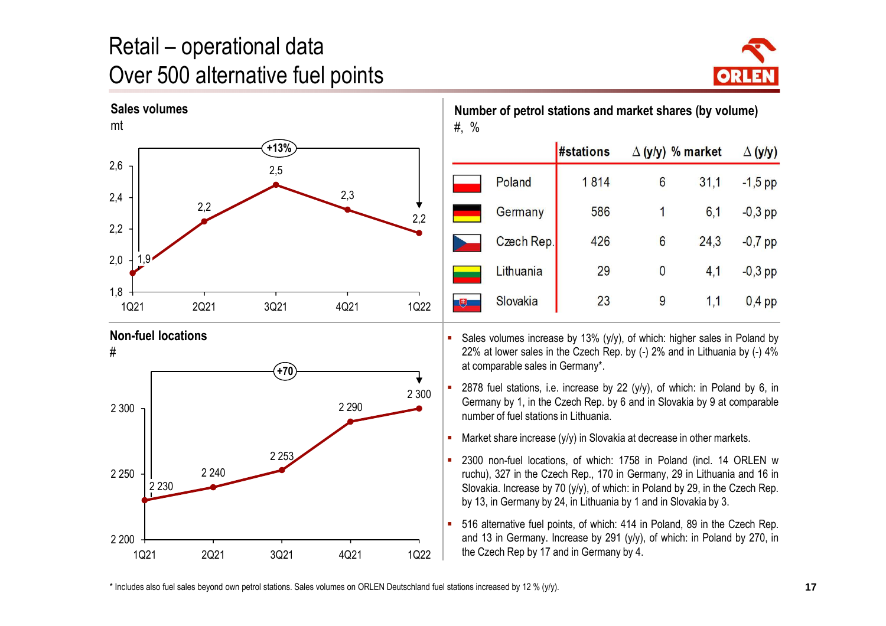# Retail – operational data
# Over 500 alternative fuel points

## Sales volumes
mt

| | 1Q21 | 2Q21 | 3Q21 | 4Q21 | 1Q22 |
|---|---|---|---|---|---|
| Sales volumes | 1,9 | 2,2 | 2,5 | 2,3 | 2,2 |

+13%

## Non-fuel locations
#

| | 1Q21 | 2Q21 | 3Q21 | 4Q21 | 1Q22 |
|---|---|---|---|---|---|
| Non-fuel locations | 2 230 | 2 240 | 2 253 | 2 290 | 2 300 |

+70

## Number of petrol stations and market shares (by volume)
#, %

| | #stations | Δ (y/y) | % market | Δ (y/y) |
|---|---|---|---|---|
| Poland | 1 814 | 6 | 31,1 | -1,5 pp |
| Germany | 586 | 1 | 6,1 | -0,3 pp |
| Czech Rep. | 426 | 6 | 24,3 | -0,7 pp |
| Lithuania | 29 | 0 | 4,1 | -0,3 pp |
| Slovakia | 23 | 9 | 1,1 | 0,4 pp |

- Sales volumes increase by 13% (y/y), of which: higher sales in Poland by 22% at lower sales in the Czech Rep. by (-) 2% and in Lithuania by (-) 4% at comparable sales in Germany*.
- 2878 fuel stations, i.e. increase by 22 (y/y), of which: in Poland by 6, in Germany by 1, in the Czech Rep. by 6 and in Slovakia by 9 at comparable number of fuel stations in Lithuania.
- Market share increase (y/y) in Slovakia at decrease in other markets.
- 2300 non-fuel locations, of which: 1758 in Poland (incl. 14 ORLEN w ruchu), 327 in the Czech Rep., 170 in Germany, 29 in Lithuania and 16 in Slovakia. Increase by 70 (y/y), of which: in Poland by 29, in the Czech Rep. by 13, in Germany by 24, in Lithuania by 1 and in Slovakia by 3.
- 516 alternative fuel points, of which: 414 in Poland, 89 in the Czech Rep. and 13 in Germany. Increase by 291 (y/y), of which: in Poland by 270, in the Czech Rep by 17 and in Germany by 4.

* Includes also fuel sales beyond own petrol stations. Sales volumes on ORLEN Deutschland fuel stations increased by 12 % (y/y).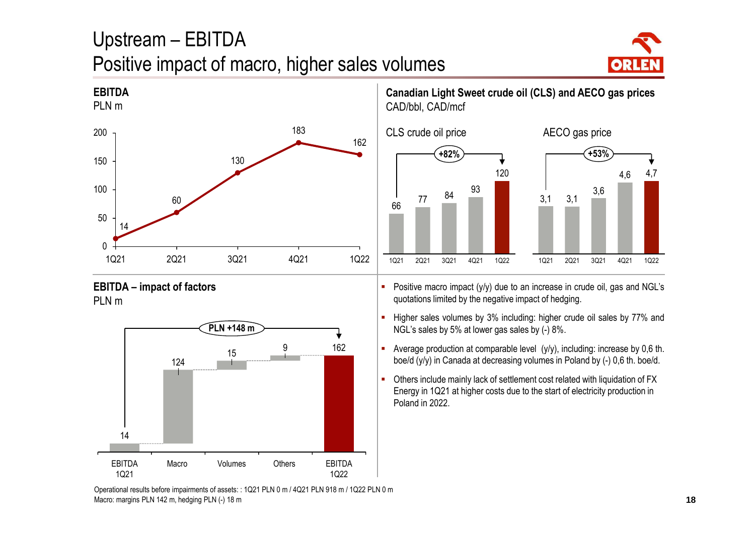# Upstream – EBITDA

## Positive impact of macro, higher sales volumes

**EBITDA**
PLN m

| 1Q21 | 2Q21 | 3Q21 | 4Q21 | 1Q22 |
|---|---|---|---|---|
| 14 | 60 | 130 | 183 | 162 |

**Canadian Light Sweet crude oil (CLS) and AECO gas prices**
CAD/bbl, CAD/mcf

CLS crude oil price (+82%)

| 1Q21 | 2Q21 | 3Q21 | 4Q21 | 1Q22 |
|---|---|---|---|---|
| 66 | 77 | 84 | 93 | 120 |

AECO gas price (+53%)

| 1Q21 | 2Q21 | 3Q21 | 4Q21 | 1Q22 |
|---|---|---|---|---|
| 3,1 | 3,1 | 3,6 | 4,6 | 4,7 |

**EBITDA – impact of factors**
PLN m

PLN +148 m

| EBITDA 1Q21 | Macro | Volumes | Others | EBITDA 1Q22 |
|---|---|---|---|---|
| 14 | 124 | 15 | 9 | 162 |

- Positive macro impact (y/y) due to an increase in crude oil, gas and NGL's quotations limited by the negative impact of hedging.
- Higher sales volumes by 3% including: higher crude oil sales by 77% and NGL's sales by 5% at lower gas sales by (-) 8%.
- Average production at comparable level (y/y), including: increase by 0,6 th. boe/d (y/y) in Canada at decreasing volumes in Poland by (-) 0,6 th. boe/d.
- Others include mainly lack of settlement cost related with liquidation of FX Energy in 1Q21 at higher costs due to the start of electricity production in Poland in 2022.

Operational results before impairments of assets: : 1Q21 PLN 0 m / 4Q21 PLN 918 m / 1Q22 PLN 0 m
Macro: margins PLN 142 m, hedging PLN (-) 18 m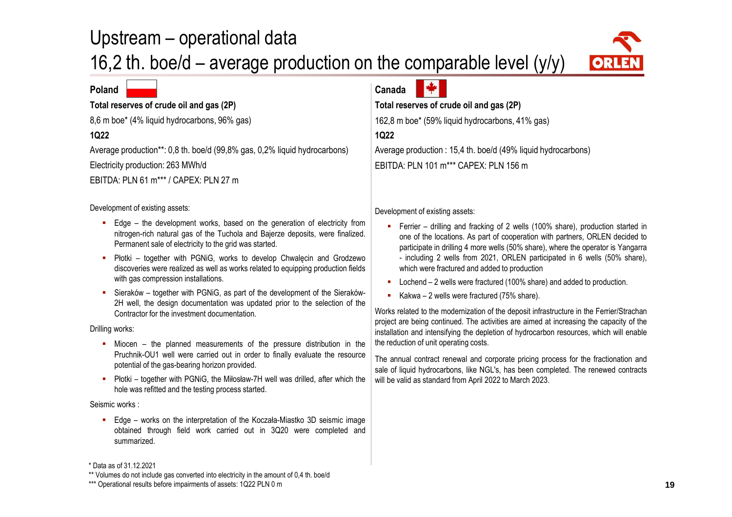# Upstream – operational data

## 16,2 th. boe/d – average production on the comparable level (y/y)

### Poland

**Total reserves of crude oil and gas (2P)**

8,6 m boe* (4% liquid hydrocarbons, 96% gas)

**1Q22**

Average production**: 0,8 th. boe/d (99,8% gas, 0,2% liquid hydrocarbons)

Electricity production: 263 MWh/d

EBITDA: PLN 61 m*** / CAPEX: PLN 27 m

Development of existing assets:

- Edge – the development works, based on the generation of electricity from nitrogen-rich natural gas of the Tuchola and Bajerze deposits, were finalized. Permanent sale of electricity to the grid was started.
- Płotki – together with PGNiG, works to develop Chwalęcin and Grodzewo discoveries were realized as well as works related to equipping production fields with gas compression installations.
- Sieraków – together with PGNiG, as part of the development of the Sieraków-2H well, the design documentation was updated prior to the selection of the Contractor for the investment documentation.

Drilling works:

- Miocen – the planned measurements of the pressure distribution in the Pruchnik-OU1 well were carried out in order to finally evaluate the resource potential of the gas-bearing horizon provided.
- Płotki – together with PGNiG, the Miłosław-7H well was drilled, after which the hole was refitted and the testing process started.

Seismic works :

- Edge – works on the interpretation of the Koczała-Miastko 3D seismic image obtained through field work carried out in 3Q20 were completed and summarized.

### Canada

**Total reserves of crude oil and gas (2P)**

162,8 m boe* (59% liquid hydrocarbons, 41% gas)

**1Q22**

Average production : 15,4 th. boe/d (49% liquid hydrocarbons)

EBITDA: PLN 101 m*** CAPEX: PLN 156 m

Development of existing assets:

- Ferrier – drilling and fracking of 2 wells (100% share), production started in one of the locations. As part of cooperation with partners, ORLEN decided to participate in drilling 4 more wells (50% share), where the operator is Yangarra - including 2 wells from 2021, ORLEN participated in 6 wells (50% share), which were fractured and added to production
- Lochend – 2 wells were fractured (100% share) and added to production.
- Kakwa – 2 wells were fractured (75% share).

Works related to the modernization of the deposit infrastructure in the Ferrier/Strachan project are being continued. The activities are aimed at increasing the capacity of the installation and intensifying the depletion of hydrocarbon resources, which will enable the reduction of unit operating costs.

The annual contract renewal and corporate pricing process for the fractionation and sale of liquid hydrocarbons, like NGL's, has been completed. The renewed contracts will be valid as standard from April 2022 to March 2023.

\* Data as of 31.12.2021

** Volumes do not include gas converted into electricity in the amount of 0,4 th. boe/d

*** Operational results before impairments of assets: 1Q22 PLN 0 m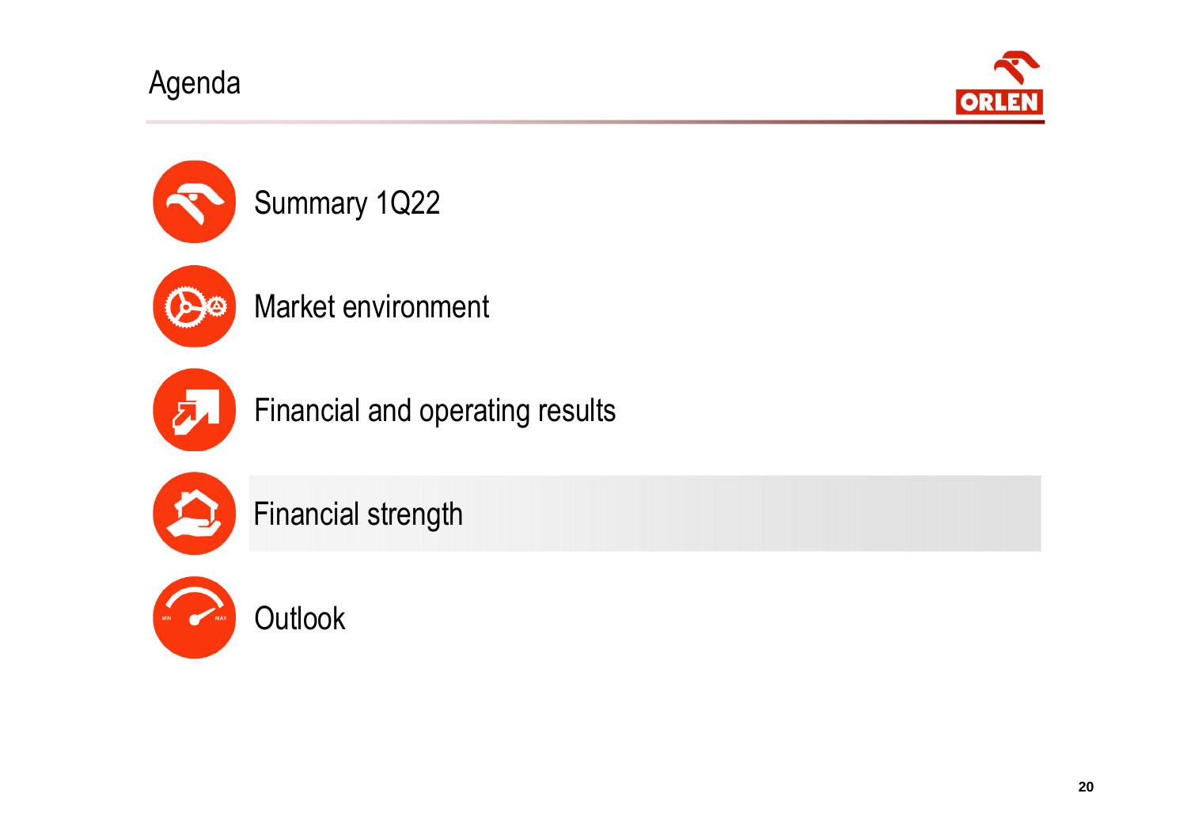# Agenda

- Summary 1Q22
- Market environment
- Financial and operating results
- Financial strength
- Outlook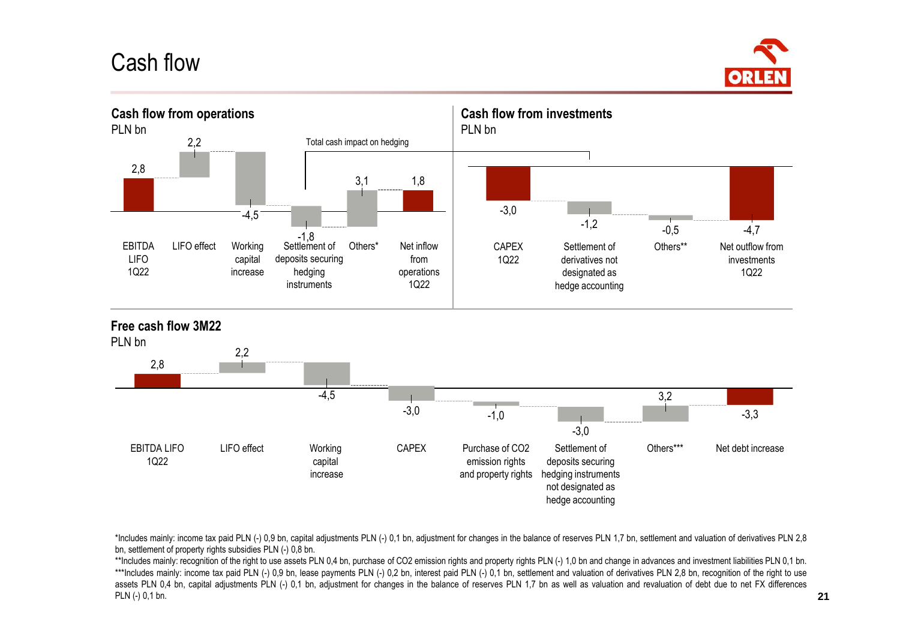# Cash flow

## Cash flow from operations

PLN bn

| EBITDA LIFO 1Q22 | LIFO effect | Working capital increase | Settlement of deposits securing hedging instruments | Others* | Net inflow from operations 1Q22 |
|---|---|---|---|---|---|
| 2,8 | 2,2 | -4,5 | -1,8 | 3,1 | 1,8 |

Total cash impact on hedging

## Cash flow from investments

PLN bn

| CAPEX 1Q22 | Settlement of derivatives not designated as hedge accounting | Others** | Net outflow from investments 1Q22 |
|---|---|---|---|
| -3,0 | -1,2 | -0,5 | -4,7 |

## Free cash flow 3M22

PLN bn

| EBITDA LIFO 1Q22 | LIFO effect | Working capital increase | CAPEX | Purchase of CO2 emission rights and property rights | Settlement of deposits securing hedging instruments not designated as hedge accounting | Others*** | Net debt increase |
|---|---|---|---|---|---|---|---|
| 2,8 | 2,2 | -4,5 | -3,0 | -1,0 | -3,0 | 3,2 | -3,3 |

*Includes mainly: income tax paid PLN (-) 0,9 bn, capital adjustments PLN (-) 0,1 bn, adjustment for changes in the balance of reserves PLN 1,7 bn, settlement and valuation of derivatives PLN 2,8 bn, settlement of property rights subsidies PLN (-) 0,8 bn.

**Includes mainly: recognition of the right to use assets PLN 0,4 bn, purchase of CO2 emission rights and property rights PLN (-) 1,0 bn and change in advances and investment liabilities PLN 0,1 bn.

***Includes mainly: income tax paid PLN (-) 0,9 bn, lease payments PLN (-) 0,2 bn, interest paid PLN (-) 0,1 bn, settlement and valuation of derivatives PLN 2,8 bn, recognition of the right to use assets PLN 0,4 bn, capital adjustments PLN (-) 0,1 bn, adjustment for changes in the balance of reserves PLN 1,7 bn as well as valuation and revaluation of debt due to net FX differences PLN (-) 0,1 bn.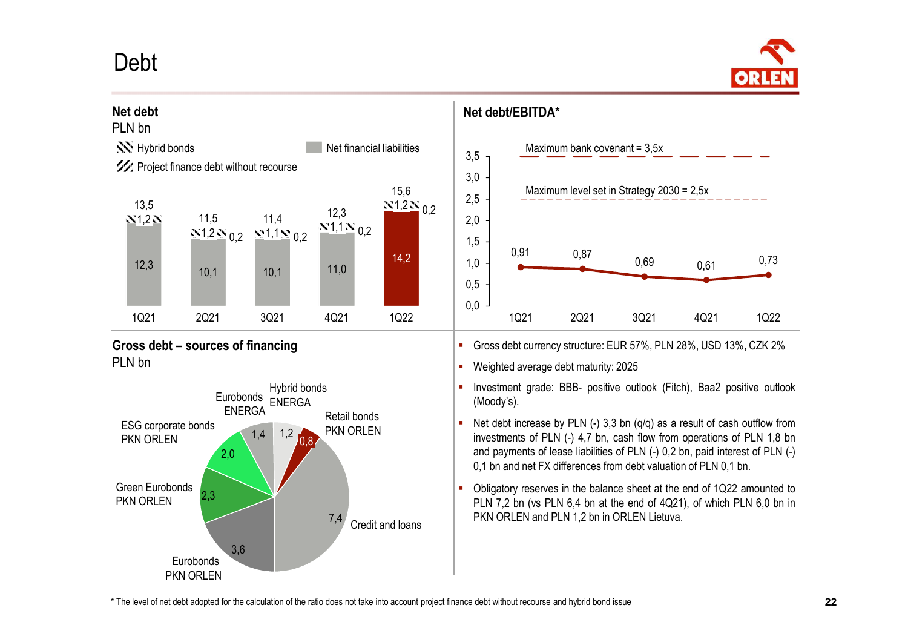# Debt

## Net debt

PLN bn

Legend: Hybrid bonds; Project finance debt without recourse; Net financial liabilities

| | 1Q21 | 2Q21 | 3Q21 | 4Q21 | 1Q22 |
|---|---|---|---|---|---|
| Net financial liabilities | 12,3 | 10,1 | 10,1 | 11,0 | 14,2 |
| Hybrid bonds | 1,2 | 1,2 | 1,1 | 1,1 | 1,2 |
| Project finance debt without recourse | | 0,2 | 0,2 | 0,2 | 0,2 |
| Total | 13,5 | 11,5 | 11,4 | 12,3 | 15,6 |

## Net debt/EBITDA*

Maximum bank covenant = 3,5x

Maximum level set in Strategy 2030 = 2,5x

| 1Q21 | 2Q21 | 3Q21 | 4Q21 | 1Q22 |
|---|---|---|---|---|
| 0,91 | 0,87 | 0,69 | 0,61 | 0,73 |

## Gross debt – sources of financing

PLN bn

| Source | Value |
|---|---|
| Credit and loans | 7,4 |
| Eurobonds PKN ORLEN | 3,6 |
| Green Eurobonds PKN ORLEN | 2,3 |
| ESG corporate bonds PKN ORLEN | 2,0 |
| Eurobonds ENERGA | 1,4 |
| Hybrid bonds ENERGA | 1,2 |
| Retail bonds PKN ORLEN | 0,8 |

- Gross debt currency structure: EUR 57%, PLN 28%, USD 13%, CZK 2%
- Weighted average debt maturity: 2025
- Investment grade: BBB- positive outlook (Fitch), Baa2 positive outlook (Moody's).
- Net debt increase by PLN (-) 3,3 bn (q/q) as a result of cash outflow from investments of PLN (-) 4,7 bn, cash flow from operations of PLN 1,8 bn and payments of lease liabilities of PLN (-) 0,2 bn, paid interest of PLN (-) 0,1 bn and net FX differences from debt valuation of PLN 0,1 bn.
- Obligatory reserves in the balance sheet at the end of 1Q22 amounted to PLN 7,2 bn (vs PLN 6,4 bn at the end of 4Q21), of which PLN 6,0 bn in PKN ORLEN and PLN 1,2 bn in ORLEN Lietuva.

\* The level of net debt adopted for the calculation of the ratio does not take into account project finance debt without recourse and hybrid bond issue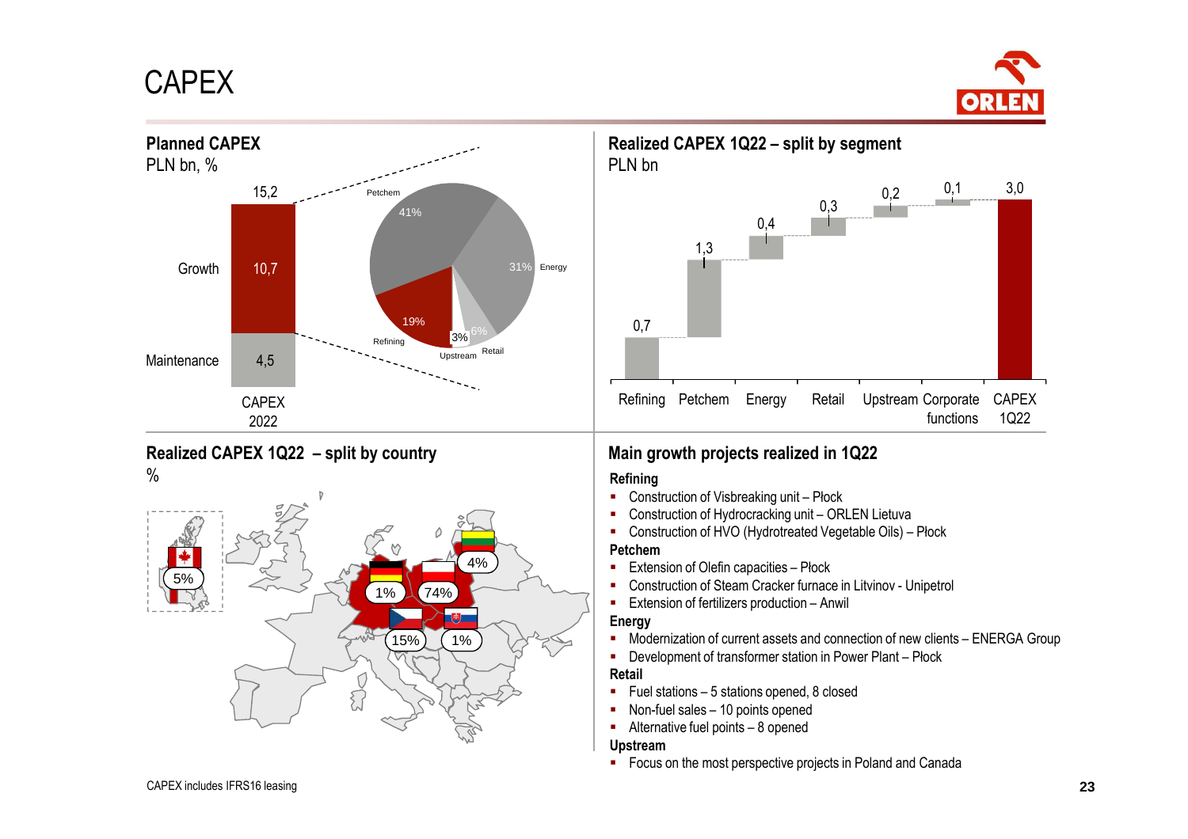# CAPEX

## Planned CAPEX

PLN bn, %

| | CAPEX 2022 |
|---|---|
| Growth | 10,7 |
| Maintenance | 4,5 |
| Total | 15,2 |

| Segment | % |
|---|---|
| Petchem | 41% |
| Energy | 31% |
| Refining | 19% |
| Retail | 6% |
| Upstream | 3% |

## Realized CAPEX 1Q22 – split by segment

PLN bn

| Refining | Petchem | Energy | Retail | Upstream | Corporate functions | CAPEX 1Q22 |
|---|---|---|---|---|---|---|
| 0,7 | 1,3 | 0,4 | 0,3 | 0,2 | 0,1 | 3,0 |

## Realized CAPEX 1Q22 – split by country

%

| Country | % |
|---|---|
| Poland | 74% |
| Czech Republic | 15% |
| Canada | 5% |
| Lithuania | 4% |
| Germany | 1% |
| Slovakia | 1% |

## Main growth projects realized in 1Q22

**Refining**

- Construction of Visbreaking unit – Płock
- Construction of Hydrocracking unit – ORLEN Lietuva
- Construction of HVO (Hydrotreated Vegetable Oils) – Płock

**Petchem**

- Extension of Olefin capacities – Płock
- Construction of Steam Cracker furnace in Litvinov - Unipetrol
- Extension of fertilizers production – Anwil

**Energy**

- Modernization of current assets and connection of new clients – ENERGA Group
- Development of transformer station in Power Plant – Płock

**Retail**

- Fuel stations – 5 stations opened, 8 closed
- Non-fuel sales – 10 points opened
- Alternative fuel points – 8 opened

**Upstream**

- Focus on the most perspective projects in Poland and Canada

CAPEX includes IFRS16 leasing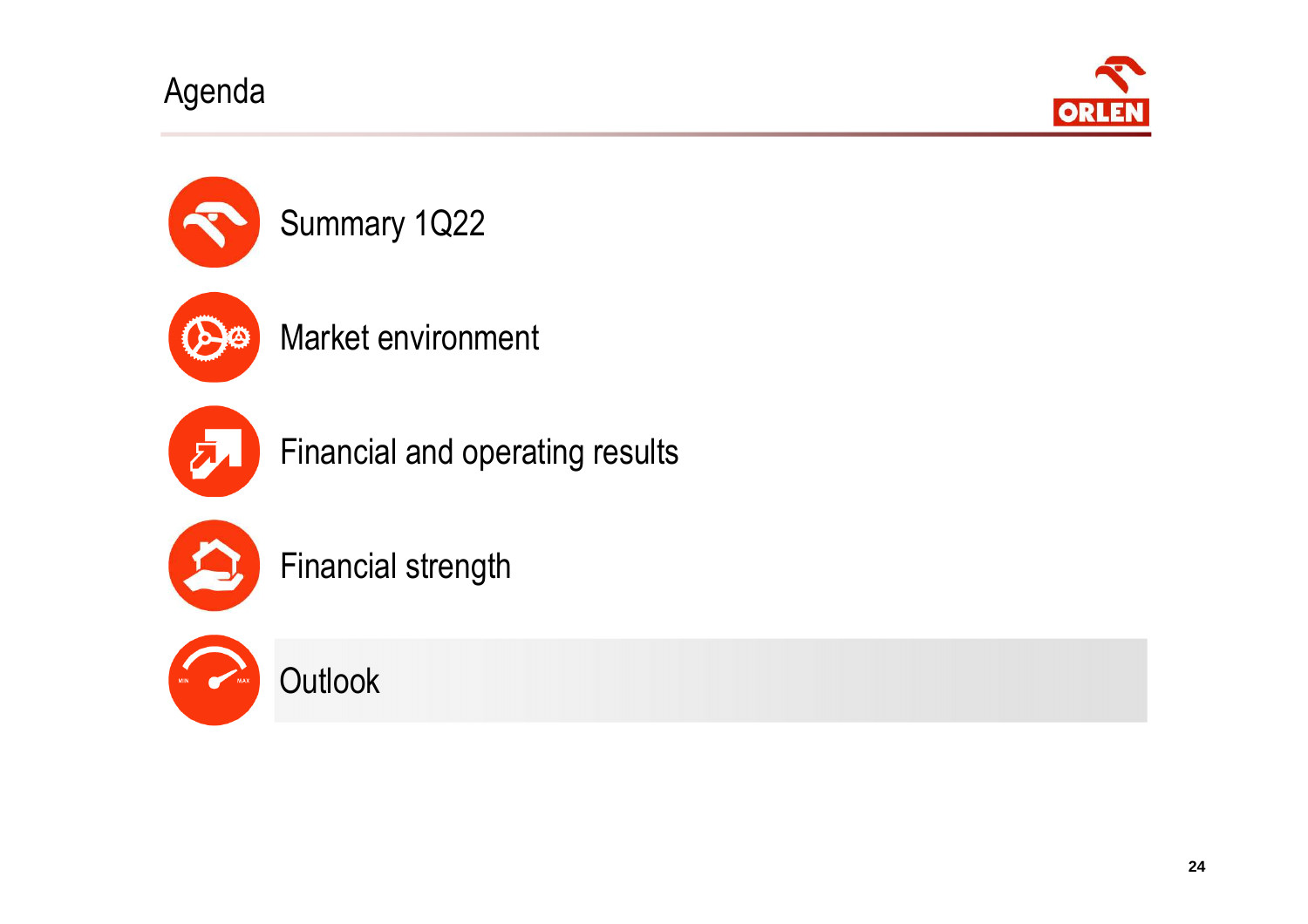# Agenda

- Summary 1Q22
- Market environment
- Financial and operating results
- Financial strength
- Outlook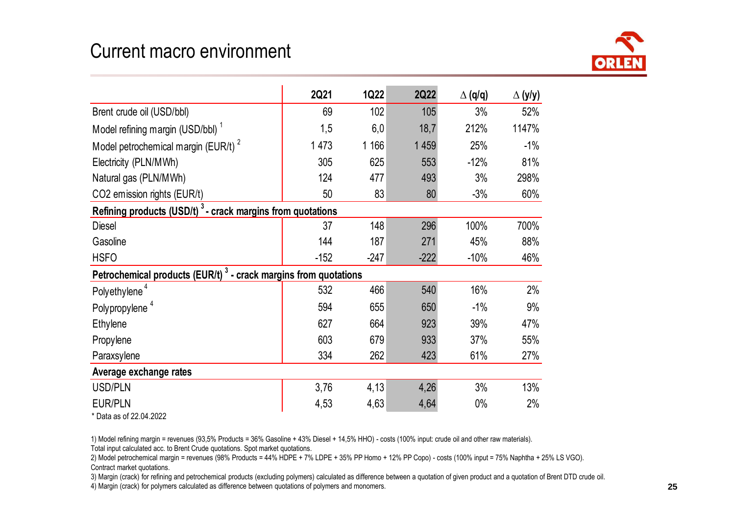# Current macro environment

| | 2Q21 | 1Q22 | 2Q22 | ∆ (q/q) | ∆ (y/y) |
|---|---|---|---|---|---|
| Brent crude oil (USD/bbl) | 69 | 102 | 105 | 3% | 52% |
| Model refining margin (USD/bbl) [1] | 1,5 | 6,0 | 18,7 | 212% | 1147% |
| Model petrochemical margin (EUR/t) [2] | 1 473 | 1 166 | 1 459 | 25% | -1% |
| Electricity (PLN/MWh) | 305 | 625 | 553 | -12% | 81% |
| Natural gas (PLN/MWh) | 124 | 477 | 493 | 3% | 298% |
| CO2 emission rights (EUR/t) | 50 | 83 | 80 | -3% | 60% |
| **Refining products (USD/t) [3] - crack margins from quotations** | | | | | |
| Diesel | 37 | 148 | 296 | 100% | 700% |
| Gasoline | 144 | 187 | 271 | 45% | 88% |
| HSFO | -152 | -247 | -222 | -10% | 46% |
| **Petrochemical products (EUR/t) [3] - crack margins from quotations** | | | | | |
| Polyethylene [4] | 532 | 466 | 540 | 16% | 2% |
| Polypropylene [4] | 594 | 655 | 650 | -1% | 9% |
| Ethylene | 627 | 664 | 923 | 39% | 47% |
| Propylene | 603 | 679 | 933 | 37% | 55% |
| Paraxsylene | 334 | 262 | 423 | 61% | 27% |
| **Average exchange rates** | | | | | |
| USD/PLN | 3,76 | 4,13 | 4,26 | 3% | 13% |
| EUR/PLN | 4,53 | 4,63 | 4,64 | 0% | 2% |

\* Data as of 22.04.2022

1) Model refining margin = revenues (93,5% Products = 36% Gasoline + 43% Diesel + 14,5% HHO) - costs (100% input: crude oil and other raw materials). Total input calculated acc. to Brent Crude quotations. Spot market quotations.

2) Model petrochemical margin = revenues (98% Products = 44% HDPE + 7% LDPE + 35% PP Homo + 12% PP Copo) - costs (100% input = 75% Naphtha + 25% LS VGO). Contract market quotations.

3) Margin (crack) for refining and petrochemical products (excluding polymers) calculated as difference between a quotation of given product and a quotation of Brent DTD crude oil.

4) Margin (crack) for polymers calculated as difference between quotations of polymers and monomers.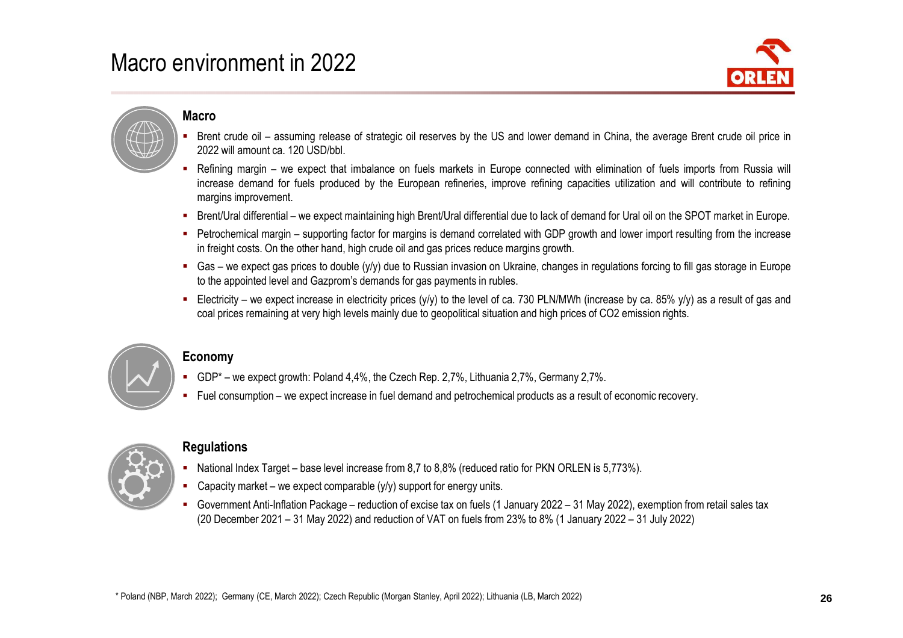# Macro environment in 2022

## Macro

- Brent crude oil – assuming release of strategic oil reserves by the US and lower demand in China, the average Brent crude oil price in 2022 will amount ca. 120 USD/bbl.
- Refining margin – we expect that imbalance on fuels markets in Europe connected with elimination of fuels imports from Russia will increase demand for fuels produced by the European refineries, improve refining capacities utilization and will contribute to refining margins improvement.
- Brent/Ural differential – we expect maintaining high Brent/Ural differential due to lack of demand for Ural oil on the SPOT market in Europe.
- Petrochemical margin – supporting factor for margins is demand correlated with GDP growth and lower import resulting from the increase in freight costs. On the other hand, high crude oil and gas prices reduce margins growth.
- Gas – we expect gas prices to double (y/y) due to Russian invasion on Ukraine, changes in regulations forcing to fill gas storage in Europe to the appointed level and Gazprom's demands for gas payments in rubles.
- Electricity – we expect increase in electricity prices (y/y) to the level of ca. 730 PLN/MWh (increase by ca. 85% y/y) as a result of gas and coal prices remaining at very high levels mainly due to geopolitical situation and high prices of $CO_2$ emission rights.

## Economy

- GDP* – we expect growth: Poland 4,4%, the Czech Rep. 2,7%, Lithuania 2,7%, Germany 2,7%.
- Fuel consumption – we expect increase in fuel demand and petrochemical products as a result of economic recovery.

## Regulations

- National Index Target – base level increase from 8,7 to 8,8% (reduced ratio for PKN ORLEN is 5,773%).
- Capacity market – we expect comparable (y/y) support for energy units.
- Government Anti-Inflation Package – reduction of excise tax on fuels (1 January 2022 – 31 May 2022), exemption from retail sales tax (20 December 2021 – 31 May 2022) and reduction of VAT on fuels from 23% to 8% (1 January 2022 – 31 July 2022)

\* Poland (NBP, March 2022); Germany (CE, March 2022); Czech Republic (Morgan Stanley, April 2022); Lithuania (LB, March 2022)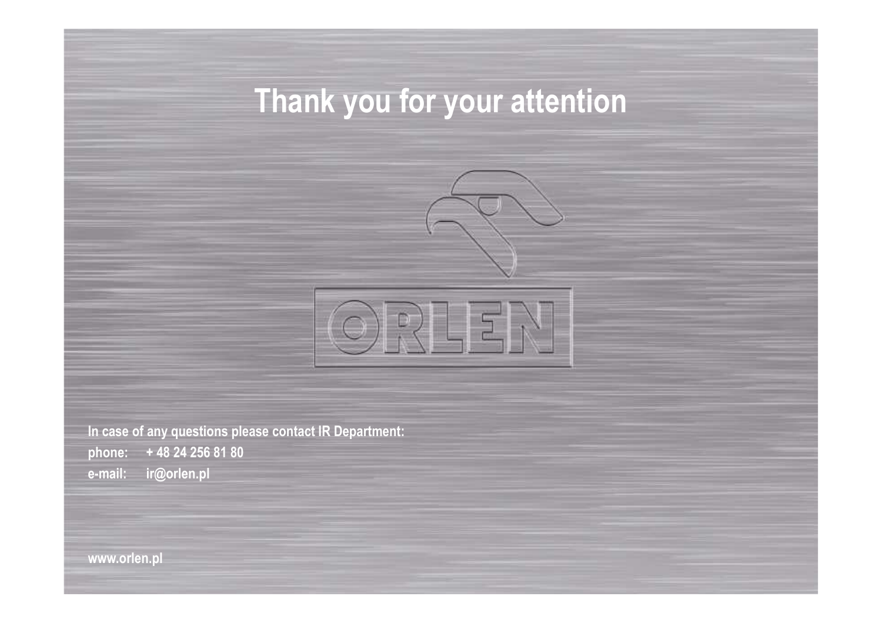# Thank you for your attention

ORLEN

In case of any questions please contact IR Department:

phone: + 48 24 256 81 80

e-mail: ir@orlen.pl

www.orlen.pl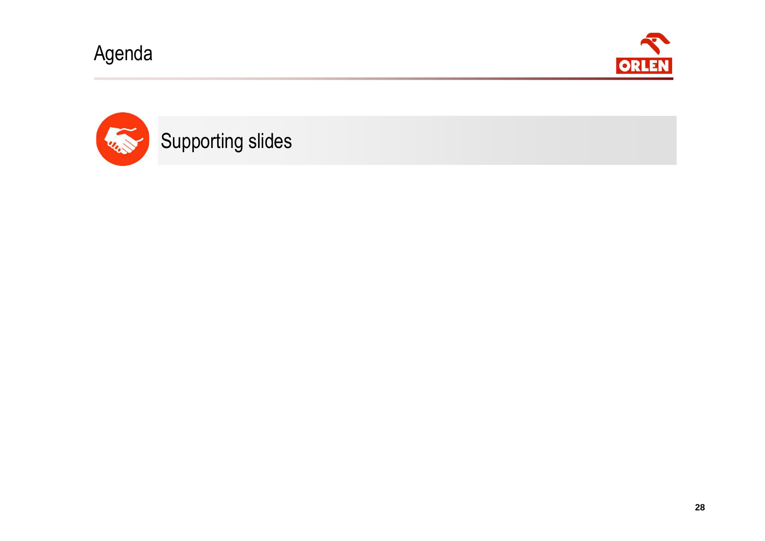# Agenda

Supporting slides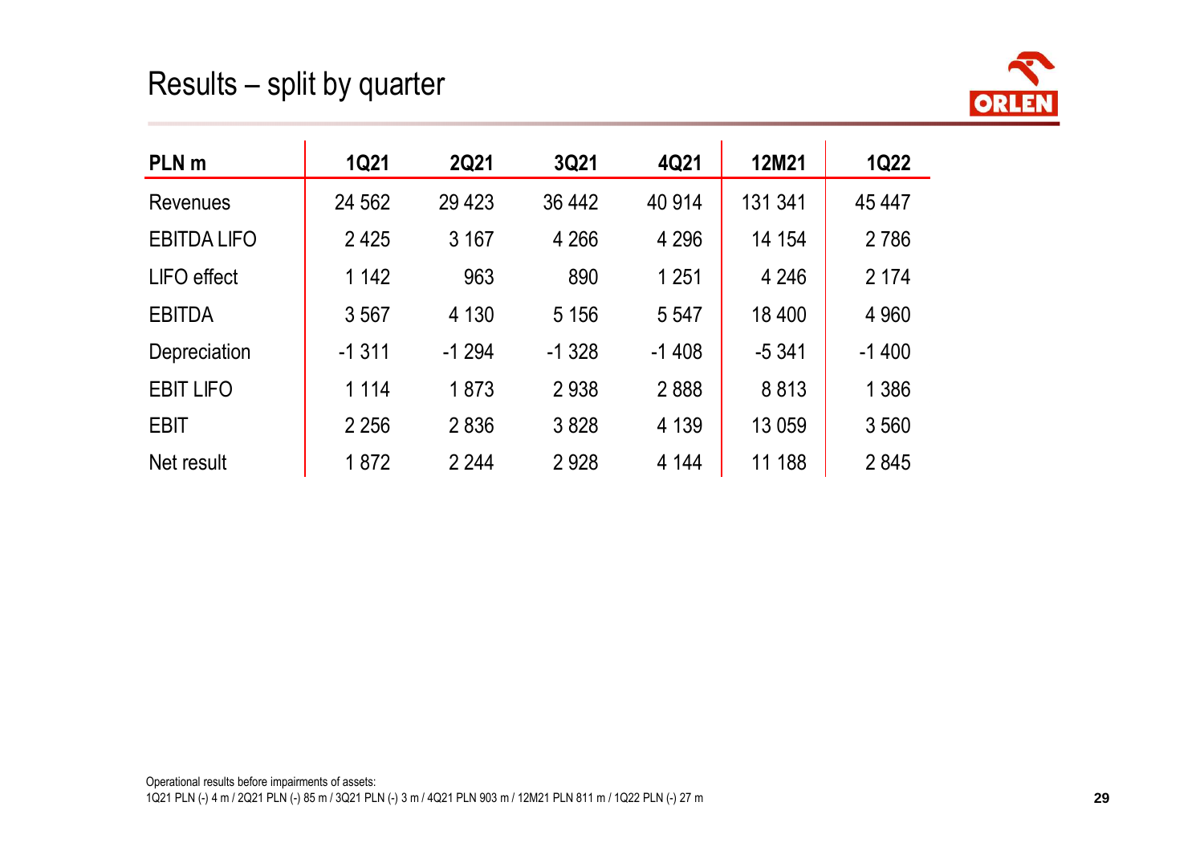# Results – split by quarter

| PLN m | 1Q21 | 2Q21 | 3Q21 | 4Q21 | 12M21 | 1Q22 |
|---|---|---|---|---|---|---|
| Revenues | 24 562 | 29 423 | 36 442 | 40 914 | 131 341 | 45 447 |
| EBITDA LIFO | 2 425 | 3 167 | 4 266 | 4 296 | 14 154 | 2 786 |
| LIFO effect | 1 142 | 963 | 890 | 1 251 | 4 246 | 2 174 |
| EBITDA | 3 567 | 4 130 | 5 156 | 5 547 | 18 400 | 4 960 |
| Depreciation | -1 311 | -1 294 | -1 328 | -1 408 | -5 341 | -1 400 |
| EBIT LIFO | 1 114 | 1 873 | 2 938 | 2 888 | 8 813 | 1 386 |
| EBIT | 2 256 | 2 836 | 3 828 | 4 139 | 13 059 | 3 560 |
| Net result | 1 872 | 2 244 | 2 928 | 4 144 | 11 188 | 2 845 |

Operational results before impairments of assets:
1Q21 PLN (-) 4 m / 2Q21 PLN (-) 85 m / 3Q21 PLN (-) 3 m / 4Q21 PLN 903 m / 12M21 PLN 811 m / 1Q22 PLN (-) 27 m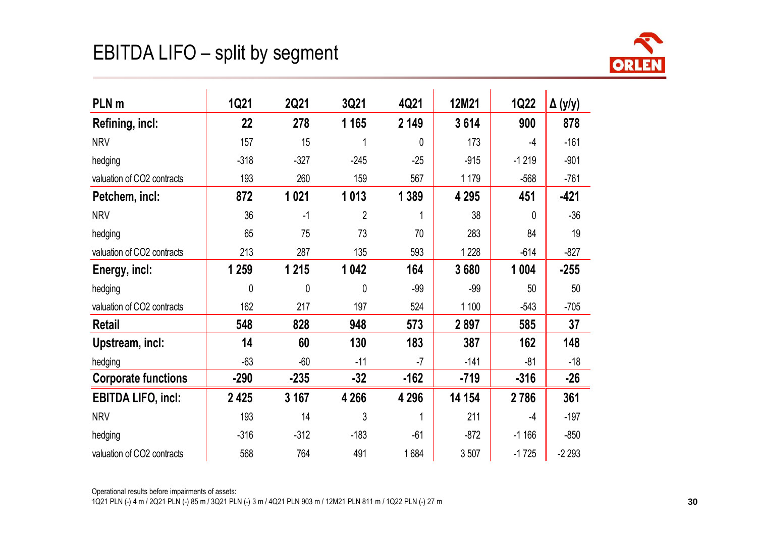# EBITDA LIFO – split by segment

| PLN m | 1Q21 | 2Q21 | 3Q21 | 4Q21 | 12M21 | 1Q22 | Δ (y/y) |
|---|---|---|---|---|---|---|---|
| **Refining, incl:** | **22** | **278** | **1 165** | **2 149** | **3 614** | **900** | **878** |
| NRV | 157 | 15 | 1 | 0 | 173 | -4 | -161 |
| hedging | -318 | -327 | -245 | -25 | -915 | -1 219 | -901 |
| valuation of CO2 contracts | 193 | 260 | 159 | 567 | 1 179 | -568 | -761 |
| **Petchem, incl:** | **872** | **1 021** | **1 013** | **1 389** | **4 295** | **451** | **-421** |
| NRV | 36 | -1 | 2 | 1 | 38 | 0 | -36 |
| hedging | 65 | 75 | 73 | 70 | 283 | 84 | 19 |
| valuation of CO2 contracts | 213 | 287 | 135 | 593 | 1 228 | -614 | -827 |
| **Energy, incl:** | **1 259** | **1 215** | **1 042** | **164** | **3 680** | **1 004** | **-255** |
| hedging | 0 | 0 | 0 | -99 | -99 | 50 | 50 |
| valuation of CO2 contracts | 162 | 217 | 197 | 524 | 1 100 | -543 | -705 |
| **Retail** | **548** | **828** | **948** | **573** | **2 897** | **585** | **37** |
| **Upstream, incl:** | **14** | **60** | **130** | **183** | **387** | **162** | **148** |
| hedging | -63 | -60 | -11 | -7 | -141 | -81 | -18 |
| **Corporate functions** | **-290** | **-235** | **-32** | **-162** | **-719** | **-316** | **-26** |
| **EBITDA LIFO, incl:** | **2 425** | **3 167** | **4 266** | **4 296** | **14 154** | **2 786** | **361** |
| NRV | 193 | 14 | 3 | 1 | 211 | -4 | -197 |
| hedging | -316 | -312 | -183 | -61 | -872 | -1 166 | -850 |
| valuation of CO2 contracts | 568 | 764 | 491 | 1 684 | 3 507 | -1 725 | -2 293 |

Operational results before impairments of assets:
1Q21 PLN (-) 4 m / 2Q21 PLN (-) 85 m / 3Q21 PLN (-) 3 m / 4Q21 PLN 903 m / 12M21 PLN 811 m / 1Q22 PLN (-) 27 m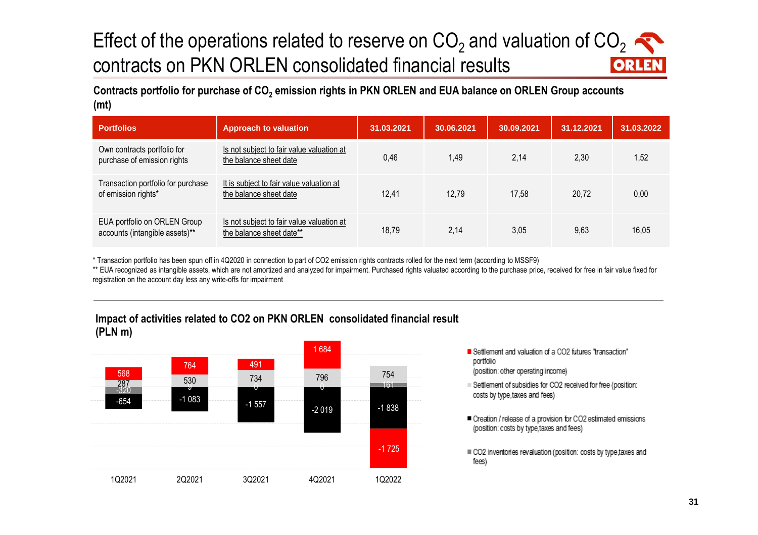# Effect of the operations related to reserve on $CO_2$ and valuation of $CO_2$ contracts on PKN ORLEN consolidated financial results

**Contracts portfolio for purchase of $CO_2$ emission rights in PKN ORLEN and EUA balance on ORLEN Group accounts (mt)**

| Portfolios | Approach to valuation | 31.03.2021 | 30.06.2021 | 30.09.2021 | 31.12.2021 | 31.03.2022 |
|---|---|---|---|---|---|---|
| Own contracts portfolio for purchase of emission rights | Is not subject to fair value valuation at the balance sheet date | 0,46 | 1,49 | 2,14 | 2,30 | 1,52 |
| Transaction portfolio for purchase of emission rights* | It is subject to fair value valuation at the balance sheet date | 12,41 | 12,79 | 17,58 | 20,72 | 0,00 |
| EUA portfolio on ORLEN Group accounts (intangible assets)** | Is not subject to fair value valuation at the balance sheet date** | 18,79 | 2,14 | 3,05 | 9,63 | 16,05 |

\* Transaction portfolio has been spun off in 4Q2020 in connection to part of CO2 emission rights contracts rolled for the next term (according to MSSF9)

\*\* EUA recognized as intangible assets, which are not amortized and analyzed for impairment. Purchased rights valuated according to the purchase price, received for free in fair value fixed for registration on the account day less any write-offs for impairment

**Impact of activities related to CO2 on PKN ORLEN consolidated financial result (PLN m)**

| | 1Q2021 | 2Q2021 | 3Q2021 | 4Q2021 | 1Q2022 |
|---|---|---|---|---|---|
| Settlement and valuation of a CO2 futures "transaction" portfolio (position: other operating income) | 568 | 764 | 491 | 1 684 | -1 725 |
| Settlement of subsidies for CO2 received for free (position: costs by type, taxes and fees) | 287 | 530 | 734 | 796 | 754 |
| Creation / release of a provision for CO2 estimated emissions (position: costs by type, taxes and fees) | -654 | -1 083 | -1 557 | -2 019 | -1 838 |
| CO2 inventories revaluation (position: costs by type, taxes and fees) | -320 | 0 | 0 | 0 | -161 |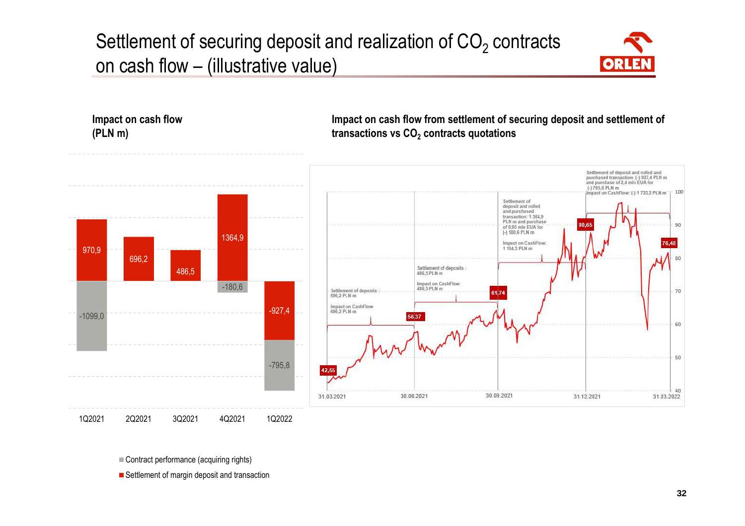# Settlement of securing deposit and realization of $CO_2$ contracts on cash flow – (illustrative value)

**Impact on cash flow (PLN m)**

| | 1Q2021 | 2Q2021 | 3Q2021 | 4Q2021 | 1Q2022 |
|---|---|---|---|---|---|
| Settlement of margin deposit and transaction | 970,9 | 696,2 | 486,5 | 1364,9 | -927,4 |
| Contract performance (acquiring rights) | -1099,0 | | | -180,6 | -795,8 |

**Impact on cash flow from settlement of securing deposit and settlement of transactions vs $CO_2$ contracts quotations**

| Period | Description |
|---|---|
| 31.03.2021 – 30.06.2021 | Settlement of deposits: 696,2 PLN m; Impact on CashFlow: 696,2 PLN m |
| 30.06.2021 – 30.09.2021 | Settlement of deposits: 486,5 PLN m; Impact on CashFlow: 486,5 PLN m |
| 30.09.2021 – 31.12.2021 | Settlement of deposit and rolled and purchased transaction: 1 364,9 PLN m and purchase of 0,95 mln EUA for (-) 180,6 PLN m; Impact on CashFlow: 1 184,3 PLN m |
| 31.12.2021 – 31.03.2022 | Settlement of deposit and rolled and purchased transaction: (-) 927,4 PLN m and purchase of 2,4 mln EUA for (-) 795,8 PLN m; Impact on CashFlow: (-) 1 723,2 PLN m |

$CO_2$ quotations: 42,55 (31.03.2021); 56,37 (30.06.2021); 61,74 (30.09.2021); 80,65 (31.12.2021); 76,48 (31.03.2022)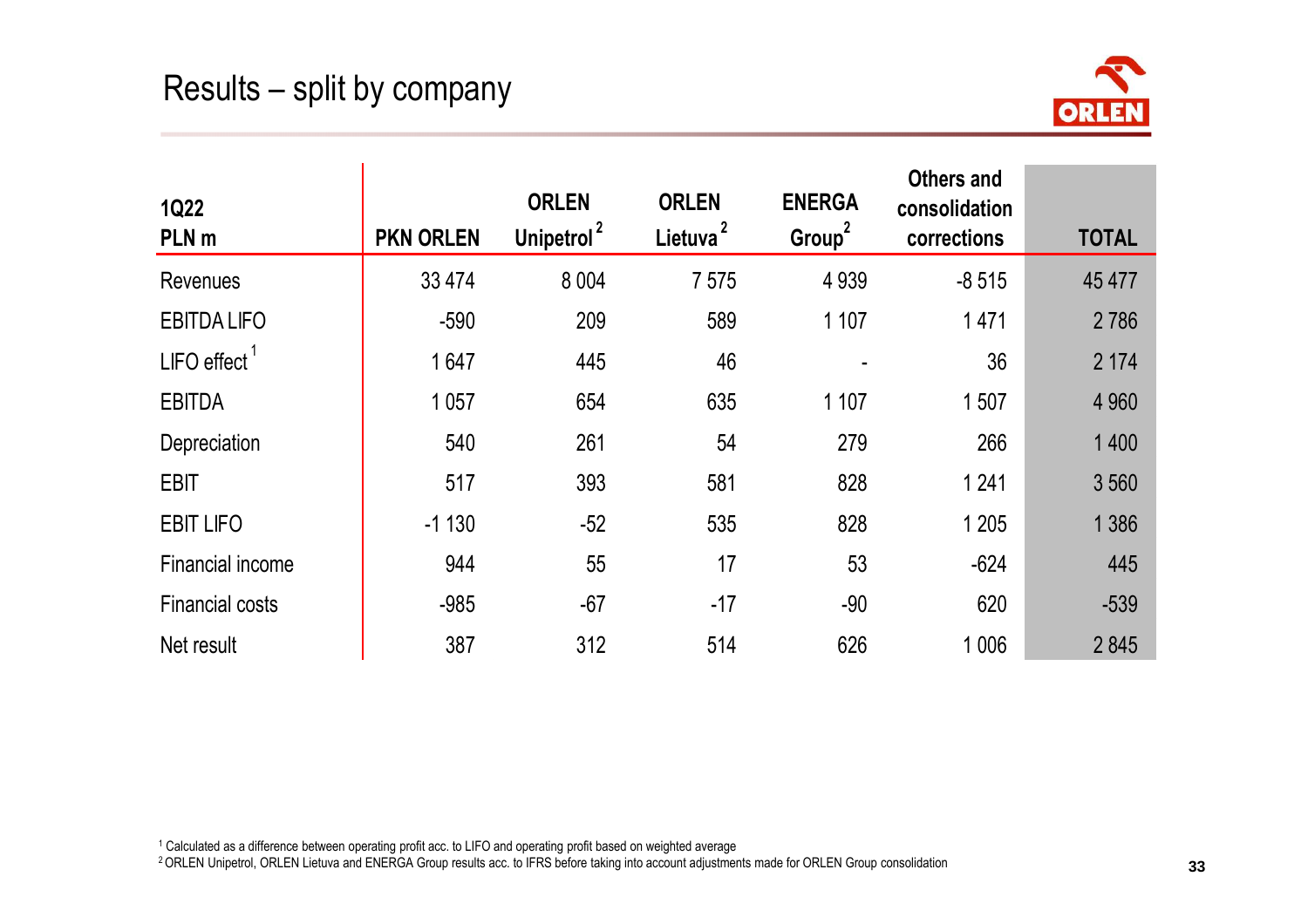# Results – split by company

| 1Q22 PLN m | PKN ORLEN | ORLEN Unipetrol [2] | ORLEN Lietuva [2] | ENERGA Group [2] | Others and consolidation corrections | TOTAL |
|---|---|---|---|---|---|---|
| Revenues | 33 474 | 8 004 | 7 575 | 4 939 | -8 515 | 45 477 |
| EBITDA LIFO | -590 | 209 | 589 | 1 107 | 1 471 | 2 786 |
| LIFO effect [1] | 1 647 | 445 | 46 | - | 36 | 2 174 |
| EBITDA | 1 057 | 654 | 635 | 1 107 | 1 507 | 4 960 |
| Depreciation | 540 | 261 | 54 | 279 | 266 | 1 400 |
| EBIT | 517 | 393 | 581 | 828 | 1 241 | 3 560 |
| EBIT LIFO | -1 130 | -52 | 535 | 828 | 1 205 | 1 386 |
| Financial income | 944 | 55 | 17 | 53 | -624 | 445 |
| Financial costs | -985 | -67 | -17 | -90 | 620 | -539 |
| Net result | 387 | 312 | 514 | 626 | 1 006 | 2 845 |

[1] Calculated as a difference between operating profit acc. to LIFO and operating profit based on weighted average

[2] ORLEN Unipetrol, ORLEN Lietuva and ENERGA Group results acc. to IFRS before taking into account adjustments made for ORLEN Group consolidation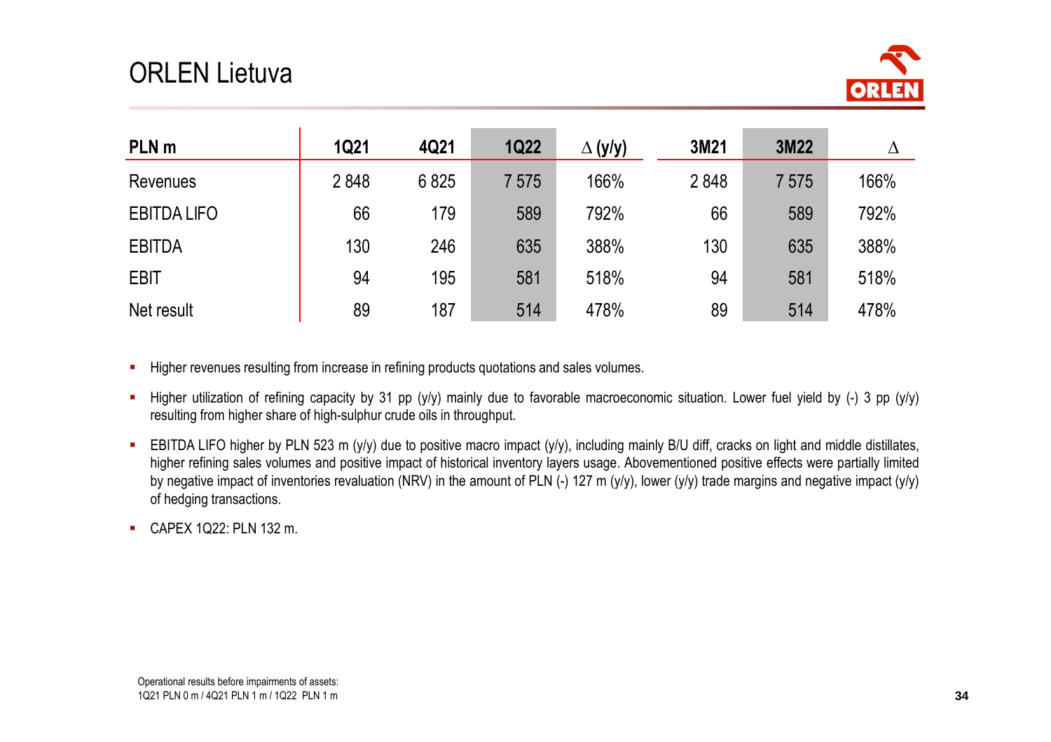# ORLEN Lietuva

| PLN m | 1Q21 | 4Q21 | 1Q22 | Δ (y/y) | 3M21 | 3M22 | Δ |
|---|---|---|---|---|---|---|---|
| Revenues | 2 848 | 6 825 | 7 575 | 166% | 2 848 | 7 575 | 166% |
| EBITDA LIFO | 66 | 179 | 589 | 792% | 66 | 589 | 792% |
| EBITDA | 130 | 246 | 635 | 388% | 130 | 635 | 388% |
| EBIT | 94 | 195 | 581 | 518% | 94 | 581 | 518% |
| Net result | 89 | 187 | 514 | 478% | 89 | 514 | 478% |

- Higher revenues resulting from increase in refining products quotations and sales volumes.
- Higher utilization of refining capacity by 31 pp (y/y) mainly due to favorable macroeconomic situation. Lower fuel yield by (-) 3 pp (y/y) resulting from higher share of high-sulphur crude oils in throughput.
- EBITDA LIFO higher by PLN 523 m (y/y) due to positive macro impact (y/y), including mainly B/U diff, cracks on light and middle distillates, higher refining sales volumes and positive impact of historical inventory layers usage. Abovementioned positive effects were partially limited by negative impact of inventories revaluation (NRV) in the amount of PLN (-) 127 m (y/y), lower (y/y) trade margins and negative impact (y/y) of hedging transactions.
- CAPEX 1Q22: PLN 132 m.

Operational results before impairments of assets:
1Q21 PLN 0 m / 4Q21 PLN 1 m / 1Q22 PLN 1 m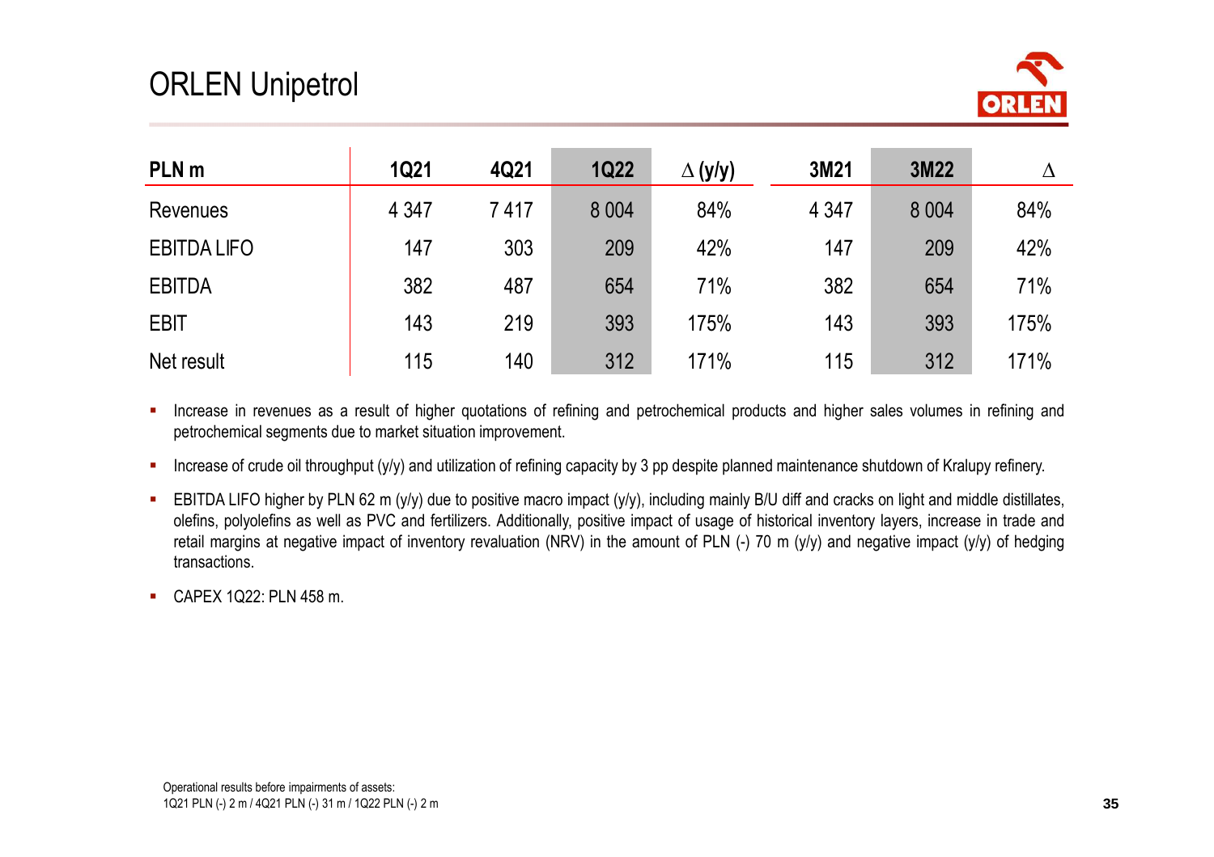# ORLEN Unipetrol

| PLN m | 1Q21 | 4Q21 | 1Q22 | Δ (y/y) | 3M21 | 3M22 | Δ |
|---|---|---|---|---|---|---|---|
| Revenues | 4 347 | 7 417 | 8 004 | 84% | 4 347 | 8 004 | 84% |
| EBITDA LIFO | 147 | 303 | 209 | 42% | 147 | 209 | 42% |
| EBITDA | 382 | 487 | 654 | 71% | 382 | 654 | 71% |
| EBIT | 143 | 219 | 393 | 175% | 143 | 393 | 175% |
| Net result | 115 | 140 | 312 | 171% | 115 | 312 | 171% |

- Increase in revenues as a result of higher quotations of refining and petrochemical products and higher sales volumes in refining and petrochemical segments due to market situation improvement.
- Increase of crude oil throughput (y/y) and utilization of refining capacity by 3 pp despite planned maintenance shutdown of Kralupy refinery.
- EBITDA LIFO higher by PLN 62 m (y/y) due to positive macro impact (y/y), including mainly B/U diff and cracks on light and middle distillates, olefins, polyolefins as well as PVC and fertilizers. Additionally, positive impact of usage of historical inventory layers, increase in trade and retail margins at negative impact of inventory revaluation (NRV) in the amount of PLN (-) 70 m (y/y) and negative impact (y/y) of hedging transactions.
- CAPEX 1Q22: PLN 458 m.

Operational results before impairments of assets:
1Q21 PLN (-) 2 m / 4Q21 PLN (-) 31 m / 1Q22 PLN (-) 2 m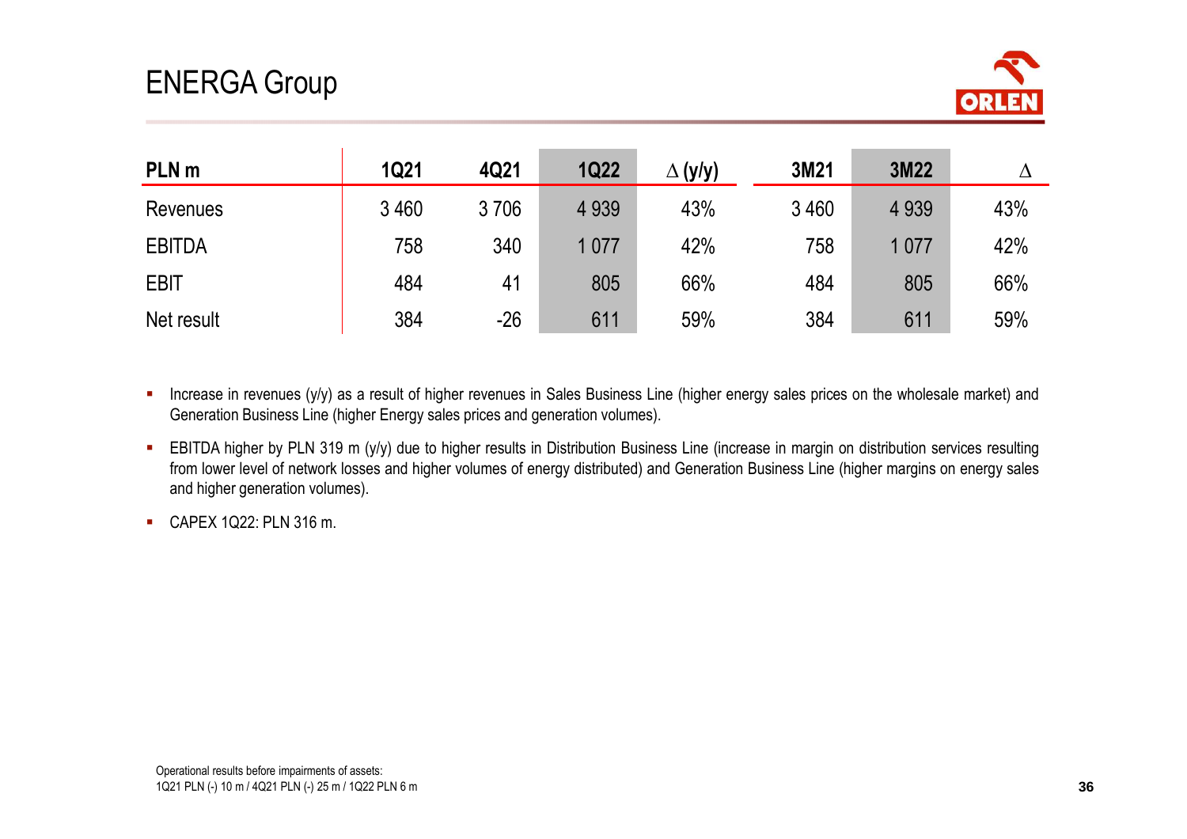# ENERGA Group

| PLN m | 1Q21 | 4Q21 | 1Q22 | Δ (y/y) | 3M21 | 3M22 | Δ |
|---|---|---|---|---|---|---|---|
| Revenues | 3 460 | 3 706 | 4 939 | 43% | 3 460 | 4 939 | 43% |
| EBITDA | 758 | 340 | 1 077 | 42% | 758 | 1 077 | 42% |
| EBIT | 484 | 41 | 805 | 66% | 484 | 805 | 66% |
| Net result | 384 | -26 | 611 | 59% | 384 | 611 | 59% |

- Increase in revenues (y/y) as a result of higher revenues in Sales Business Line (higher energy sales prices on the wholesale market) and Generation Business Line (higher Energy sales prices and generation volumes).
- EBITDA higher by PLN 319 m (y/y) due to higher results in Distribution Business Line (increase in margin on distribution services resulting from lower level of network losses and higher volumes of energy distributed) and Generation Business Line (higher margins on energy sales and higher generation volumes).
- CAPEX 1Q22: PLN 316 m.

Operational results before impairments of assets:
1Q21 PLN (-) 10 m / 4Q21 PLN (-) 25 m / 1Q22 PLN 6 m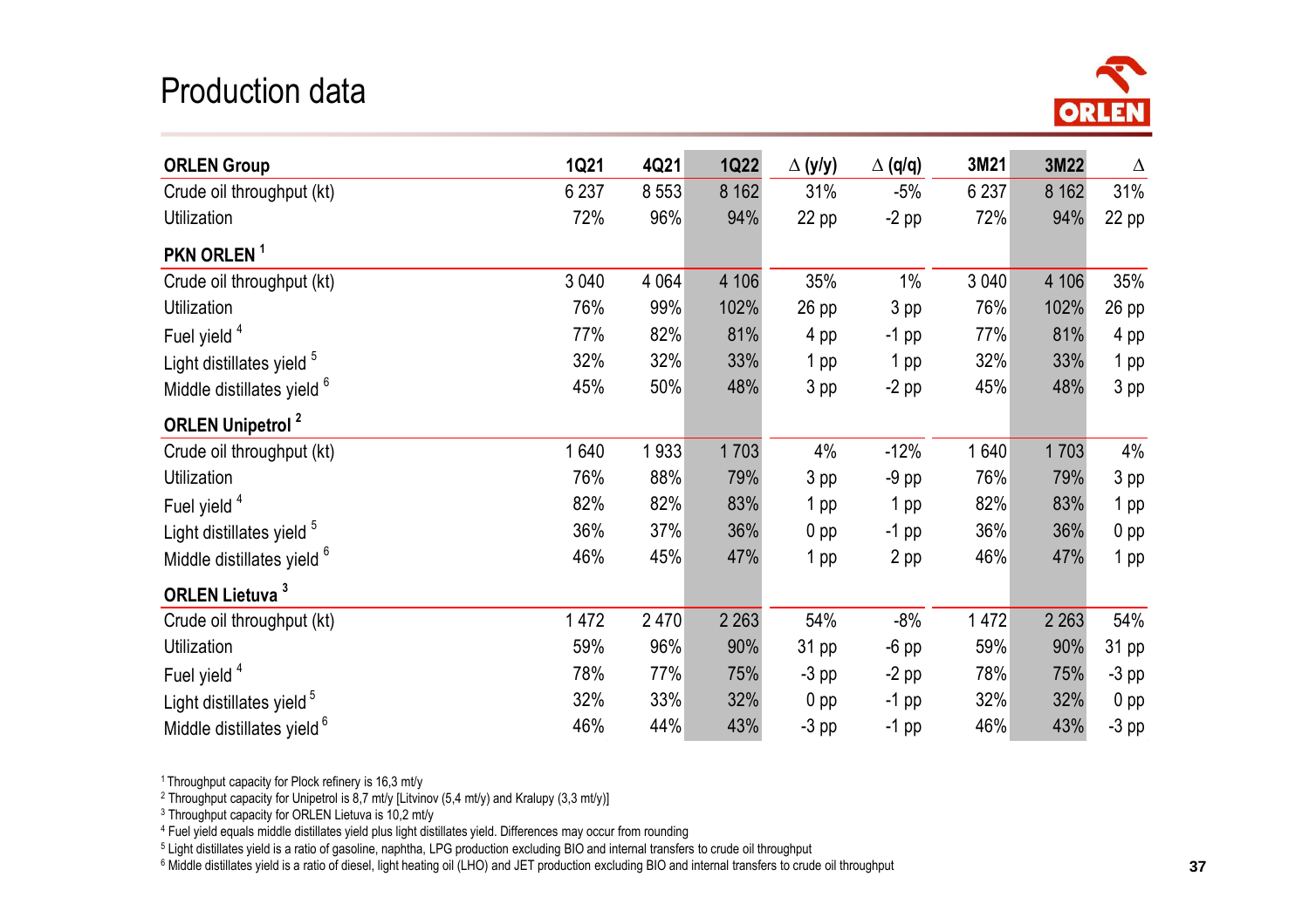# Production data

| ORLEN Group | 1Q21 | 4Q21 | 1Q22 | Δ (y/y) | Δ (q/q) | 3M21 | 3M22 | Δ |
|---|---|---|---|---|---|---|---|---|
| Crude oil throughput (kt) | 6 237 | 8 553 | 8 162 | 31% | -5% | 6 237 | 8 162 | 31% |
| Utilization | 72% | 96% | 94% | 22 pp | -2 pp | 72% | 94% | 22 pp |
| **PKN ORLEN [1]** | | | | | | | | |
| Crude oil throughput (kt) | 3 040 | 4 064 | 4 106 | 35% | 1% | 3 040 | 4 106 | 35% |
| Utilization | 76% | 99% | 102% | 26 pp | 3 pp | 76% | 102% | 26 pp |
| Fuel yield [4] | 77% | 82% | 81% | 4 pp | -1 pp | 77% | 81% | 4 pp |
| Light distillates yield [5] | 32% | 32% | 33% | 1 pp | 1 pp | 32% | 33% | 1 pp |
| Middle distillates yield [6] | 45% | 50% | 48% | 3 pp | -2 pp | 45% | 48% | 3 pp |
| **ORLEN Unipetrol [2]** | | | | | | | | |
| Crude oil throughput (kt) | 1 640 | 1 933 | 1 703 | 4% | -12% | 1 640 | 1 703 | 4% |
| Utilization | 76% | 88% | 79% | 3 pp | -9 pp | 76% | 79% | 3 pp |
| Fuel yield [4] | 82% | 82% | 83% | 1 pp | 1 pp | 82% | 83% | 1 pp |
| Light distillates yield [5] | 36% | 37% | 36% | 0 pp | -1 pp | 36% | 36% | 0 pp |
| Middle distillates yield [6] | 46% | 45% | 47% | 1 pp | 2 pp | 46% | 47% | 1 pp |
| **ORLEN Lietuva [3]** | | | | | | | | |
| Crude oil throughput (kt) | 1 472 | 2 470 | 2 263 | 54% | -8% | 1 472 | 2 263 | 54% |
| Utilization | 59% | 96% | 90% | 31 pp | -6 pp | 59% | 90% | 31 pp |
| Fuel yield [4] | 78% | 77% | 75% | -3 pp | -2 pp | 78% | 75% | -3 pp |
| Light distillates yield [5] | 32% | 33% | 32% | 0 pp | -1 pp | 32% | 32% | 0 pp |
| Middle distillates yield [6] | 46% | 44% | 43% | -3 pp | -1 pp | 46% | 43% | -3 pp |

[1] Throughput capacity for Płock refinery is 16,3 mt/y
[2] Throughput capacity for Unipetrol is 8,7 mt/y [Litvinov (5,4 mt/y) and Kralupy (3,3 mt/y)]
[3] Throughput capacity for ORLEN Lietuva is 10,2 mt/y
[4] Fuel yield equals middle distillates yield plus light distillates yield. Differences may occur from rounding
[5] Light distillates yield is a ratio of gasoline, naphtha, LPG production excluding BIO and internal transfers to crude oil throughput
[6] Middle distillates yield is a ratio of diesel, light heating oil (LHO) and JET production excluding BIO and internal transfers to crude oil throughput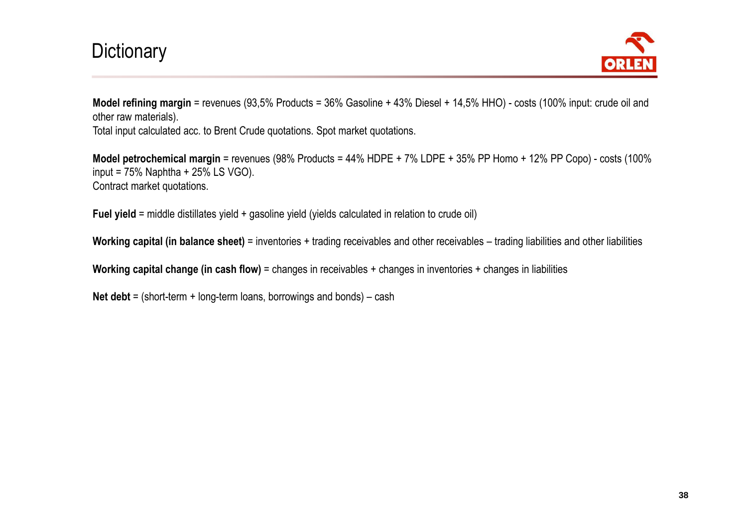# Dictionary

**Model refining margin** = revenues (93,5% Products = 36% Gasoline + 43% Diesel + 14,5% HHO) - costs (100% input: crude oil and other raw materials).
Total input calculated acc. to Brent Crude quotations. Spot market quotations.

**Model petrochemical margin** = revenues (98% Products = 44% HDPE + 7% LDPE + 35% PP Homo + 12% PP Copo) - costs (100% input = 75% Naphtha + 25% LS VGO).
Contract market quotations.

**Fuel yield** = middle distillates yield + gasoline yield (yields calculated in relation to crude oil)

**Working capital (in balance sheet)** = inventories + trading receivables and other receivables – trading liabilities and other liabilities

**Working capital change (in cash flow)** = changes in receivables + changes in inventories + changes in liabilities

**Net debt** = (short-term + long-term loans, borrowings and bonds) – cash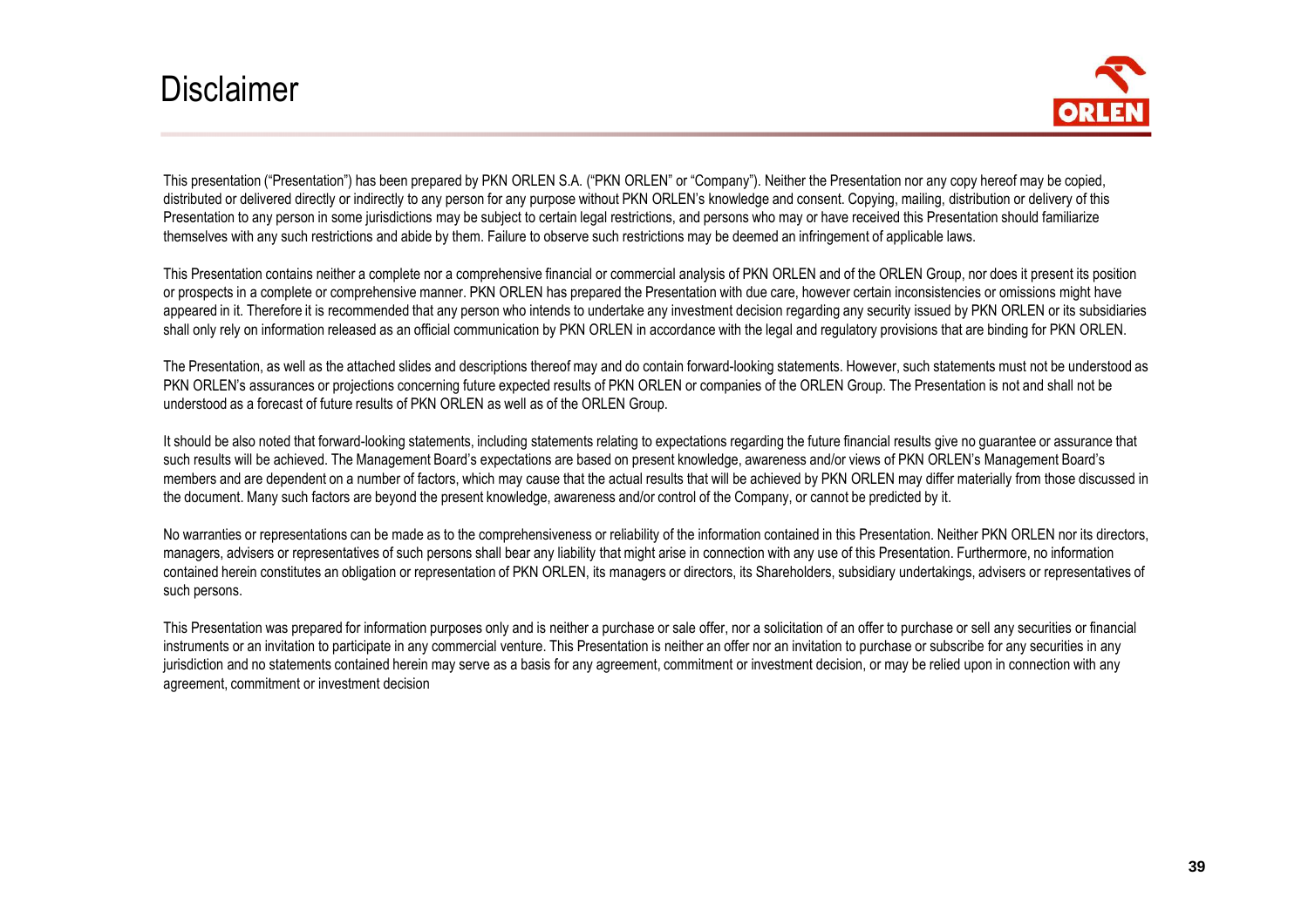# Disclaimer

This presentation ("Presentation") has been prepared by PKN ORLEN S.A. ("PKN ORLEN" or "Company"). Neither the Presentation nor any copy hereof may be copied, distributed or delivered directly or indirectly to any person for any purpose without PKN ORLEN's knowledge and consent. Copying, mailing, distribution or delivery of this Presentation to any person in some jurisdictions may be subject to certain legal restrictions, and persons who may or have received this Presentation should familiarize themselves with any such restrictions and abide by them. Failure to observe such restrictions may be deemed an infringement of applicable laws.

This Presentation contains neither a complete nor a comprehensive financial or commercial analysis of PKN ORLEN and of the ORLEN Group, nor does it present its position or prospects in a complete or comprehensive manner. PKN ORLEN has prepared the Presentation with due care, however certain inconsistencies or omissions might have appeared in it. Therefore it is recommended that any person who intends to undertake any investment decision regarding any security issued by PKN ORLEN or its subsidiaries shall only rely on information released as an official communication by PKN ORLEN in accordance with the legal and regulatory provisions that are binding for PKN ORLEN.

The Presentation, as well as the attached slides and descriptions thereof may and do contain forward-looking statements. However, such statements must not be understood as PKN ORLEN's assurances or projections concerning future expected results of PKN ORLEN or companies of the ORLEN Group. The Presentation is not and shall not be understood as a forecast of future results of PKN ORLEN as well as of the ORLEN Group.

It should be also noted that forward-looking statements, including statements relating to expectations regarding the future financial results give no guarantee or assurance that such results will be achieved. The Management Board's expectations are based on present knowledge, awareness and/or views of PKN ORLEN's Management Board's members and are dependent on a number of factors, which may cause that the actual results that will be achieved by PKN ORLEN may differ materially from those discussed in the document. Many such factors are beyond the present knowledge, awareness and/or control of the Company, or cannot be predicted by it.

No warranties or representations can be made as to the comprehensiveness or reliability of the information contained in this Presentation. Neither PKN ORLEN nor its directors, managers, advisers or representatives of such persons shall bear any liability that might arise in connection with any use of this Presentation. Furthermore, no information contained herein constitutes an obligation or representation of PKN ORLEN, its managers or directors, its Shareholders, subsidiary undertakings, advisers or representatives of such persons.

This Presentation was prepared for information purposes only and is neither a purchase or sale offer, nor a solicitation of an offer to purchase or sell any securities or financial instruments or an invitation to participate in any commercial venture. This Presentation is neither an offer nor an invitation to purchase or subscribe for any securities in any jurisdiction and no statements contained herein may serve as a basis for any agreement, commitment or investment decision, or may be relied upon in connection with any agreement, commitment or investment decision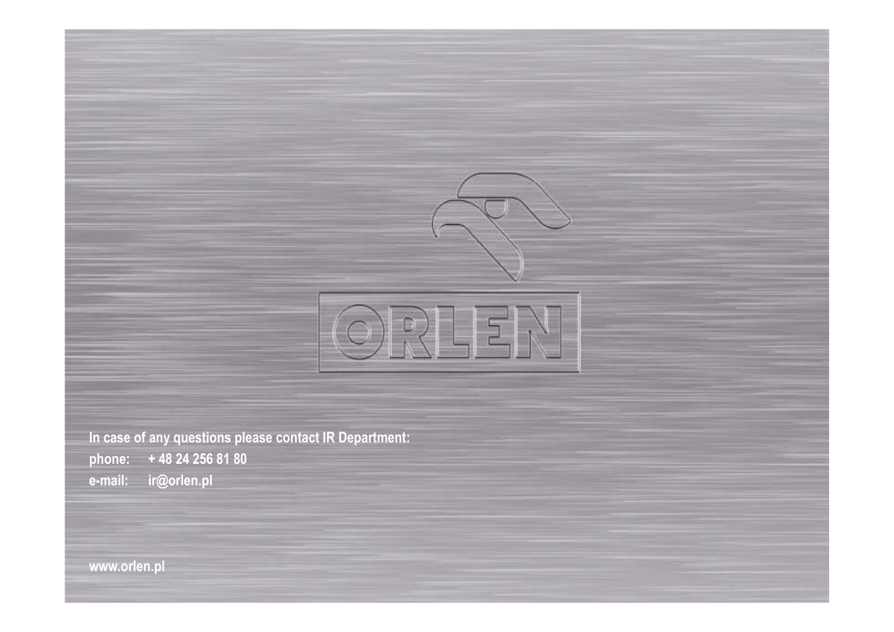ORLEN

In case of any questions please contact IR Department:

phone: + 48 24 256 81 80

e-mail: ir@orlen.pl

www.orlen.pl